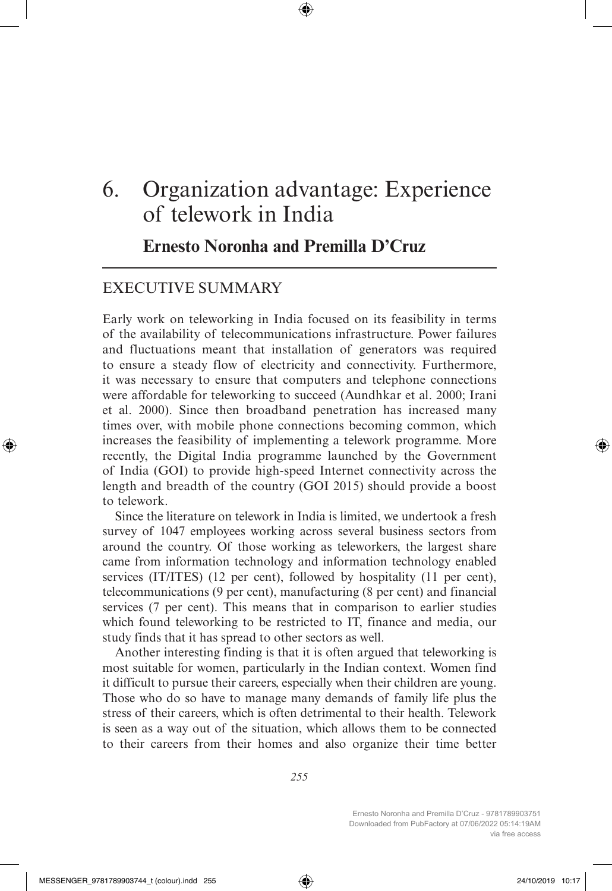# 6. Organization advantage: Experience of telework in India

## Ernesto Noronha and Premilla D'Cruz

### EXECUTIVE SUMMARY

Early work on teleworking in India focused on its feasibility in terms of the availability of telecommunications infrastructure. Power failures and fluctuations meant that installation of generators was required to ensure a steady flow of electricity and connectivity. Furthermore, it was necessary to ensure that computers and telephone connections were affordable for teleworking to succeed (Aundhkar et al. 2000; Irani et al. 2000). Since then broadband penetration has increased many times over, with mobile phone connections becoming common, which increases the feasibility of implementing a telework programme. More recently, the Digital India programme launched by the Government of India (GOI) to provide high-speed Internet connectivity across the length and breadth of the country (GOI 2015) should provide a boost to telework.

Since the literature on telework in India is limited, we undertook a fresh survey of 1047 employees working across several business sectors from around the country. Of those working as teleworkers, the largest share came from information technology and information technology enabled services (IT/ITES) (12 per cent), followed by hospitality (11 per cent), telecommunications (9 per cent), manufacturing (8 per cent) and financial services (7 per cent). This means that in comparison to earlier studies which found teleworking to be restricted to IT, finance and media, our study finds that it has spread to other sectors as well.

Another interesting finding is that it is often argued that teleworking is most suitable for women, particularly in the Indian context. Women find it difficult to pursue their careers, especially when their children are young. Those who do so have to manage many demands of family life plus the stress of their careers, which is often detrimental to their health. Telework is seen as a way out of the situation, which allows them to be connected to their careers from their homes and also organize their time better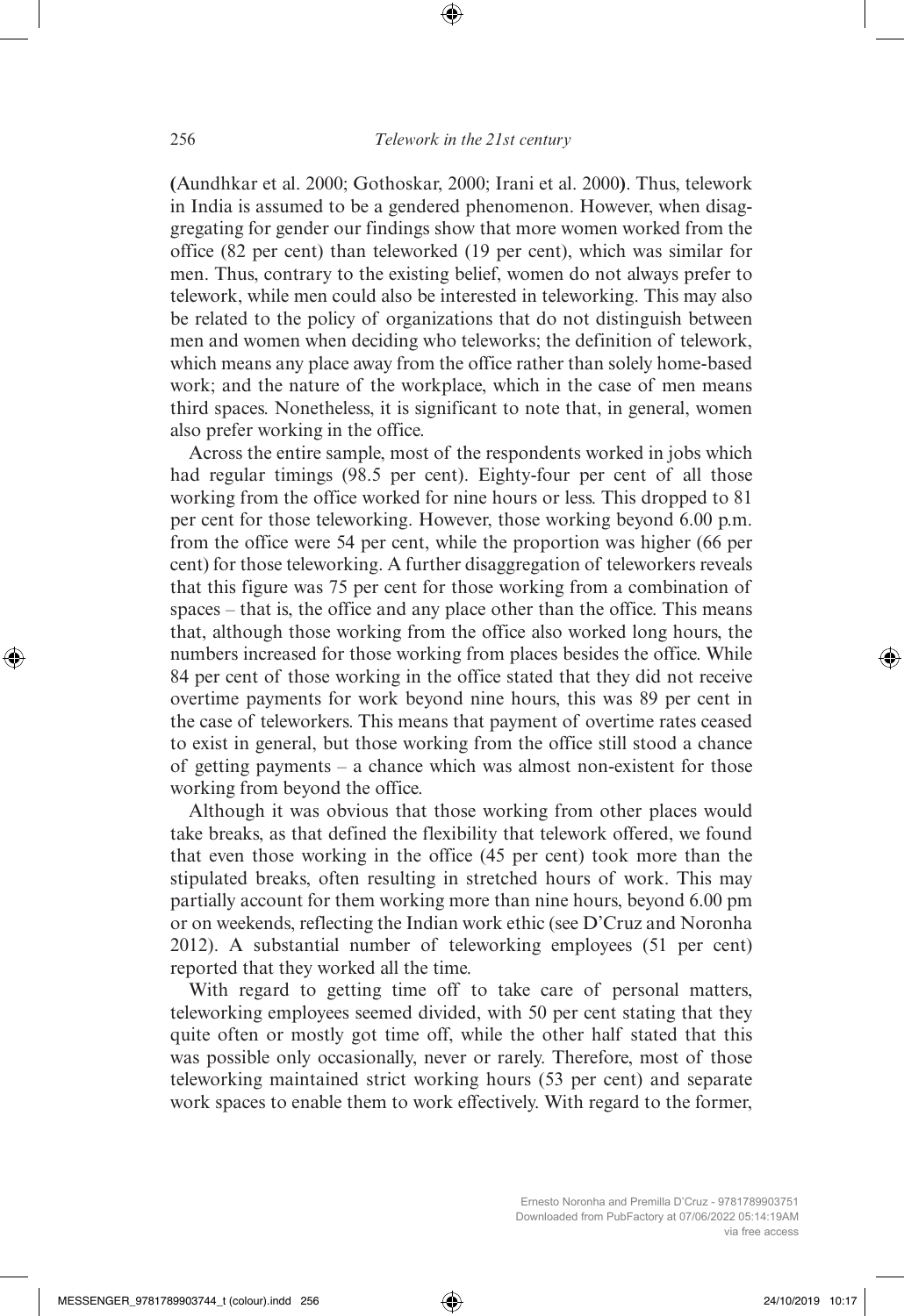(Aundhkar et al. 2000; Gothoskar, 2000; Irani et al. 2000). Thus, telework in India is assumed to be a gendered phenomenon. However, when disaggregating for gender our findings show that more women worked from the office (82 per cent) than teleworked (19 per cent), which was similar for men. Thus, contrary to the existing belief, women do not always prefer to telework, while men could also be interested in teleworking. This may also be related to the policy of organizations that do not distinguish between men and women when deciding who teleworks; the definition of telework, which means any place away from the office rather than solely home-based work; and the nature of the workplace, which in the case of men means third spaces. Nonetheless, it is significant to note that, in general, women also prefer working in the office.

Across the entire sample, most of the respondents worked in jobs which had regular timings (98.5 per cent). Eighty-four per cent of all those working from the office worked for nine hours or less. This dropped to 81 per cent for those teleworking. However, those working beyond 6.00 p.m. from the office were 54 per cent, while the proportion was higher (66 per cent) for those teleworking. A further disaggregation of teleworkers reveals that this figure was 75 per cent for those working from a combination of spaces – that is, the office and any place other than the office. This means that, although those working from the office also worked long hours, the numbers increased for those working from places besides the office. While 84 per cent of those working in the office stated that they did not receive overtime payments for work beyond nine hours, this was 89 per cent in the case of teleworkers. This means that payment of overtime rates ceased to exist in general, but those working from the office still stood a chance of getting payments – a chance which was almost non-existent for those working from beyond the office.

Although it was obvious that those working from other places would take breaks, as that defined the flexibility that telework offered, we found that even those working in the office (45 per cent) took more than the stipulated breaks, often resulting in stretched hours of work. This may partially account for them working more than nine hours, beyond 6.00 pm or on weekends, reflecting the Indian work ethic (see D'Cruz and Noronha 2012). A substantial number of teleworking employees (51 per cent) reported that they worked all the time.

With regard to getting time off to take care of personal matters, teleworking employees seemed divided, with 50 per cent stating that they quite often or mostly got time off, while the other half stated that this was possible only occasionally, never or rarely. Therefore, most of those teleworking maintained strict working hours (53 per cent) and separate work spaces to enable them to work effectively. With regard to the former,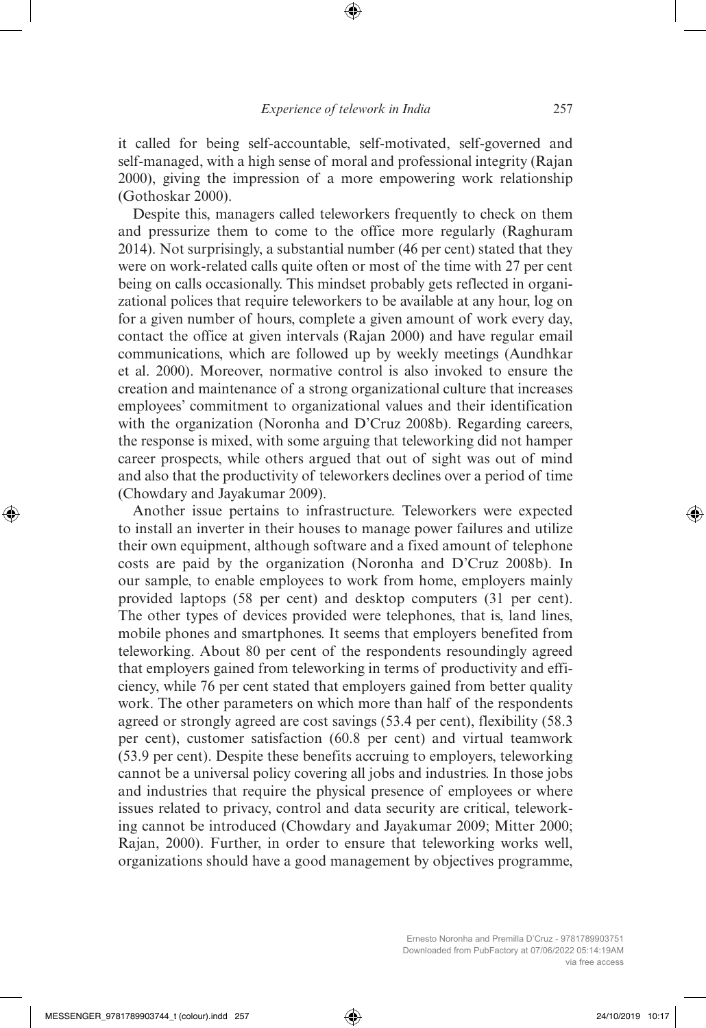it called for being self-accountable, self-motivated, self-governed and self-managed, with a high sense of moral and professional integrity (Rajan 2000), giving the impression of a more empowering work relationship (Gothoskar 2000).

Despite this, managers called teleworkers frequently to check on them and pressurize them to come to the office more regularly (Raghuram 2014). Not surprisingly, a substantial number (46 per cent) stated that they were on work-related calls quite often or most of the time with 27 per cent being on calls occasionally. This mindset probably gets reflected in organizational polices that require teleworkers to be available at any hour, log on for a given number of hours, complete a given amount of work every day, contact the office at given intervals (Rajan 2000) and have regular email communications, which are followed up by weekly meetings (Aundhkar et al. 2000). Moreover, normative control is also invoked to ensure the creation and maintenance of a strong organizational culture that increases employees' commitment to organizational values and their identification with the organization (Noronha and D'Cruz 2008b). Regarding careers, the response is mixed, with some arguing that teleworking did not hamper career prospects, while others argued that out of sight was out of mind and also that the productivity of teleworkers declines over a period of time (Chowdary and Jayakumar 2009).

Another issue pertains to infrastructure. Teleworkers were expected to install an inverter in their houses to manage power failures and utilize their own equipment, although software and a fixed amount of telephone costs are paid by the organization (Noronha and D'Cruz 2008b). In our sample, to enable employees to work from home, employers mainly provided laptops (58 per cent) and desktop computers (31 per cent). The other types of devices provided were telephones, that is, land lines, mobile phones and smartphones. It seems that employers benefited from teleworking. About 80 per cent of the respondents resoundingly agreed that employers gained from teleworking in terms of productivity and efficiency, while 76 per cent stated that employers gained from better quality work. The other parameters on which more than half of the respondents agreed or strongly agreed are cost savings (53.4 per cent), flexibility (58.3 per cent), customer satisfaction (60.8 per cent) and virtual teamwork (53.9 per cent). Despite these benefits accruing to employers, teleworking cannot be a universal policy covering all jobs and industries. In those jobs and industries that require the physical presence of employees or where issues related to privacy, control and data security are critical, teleworking cannot be introduced (Chowdary and Jayakumar 2009; Mitter 2000; Rajan, 2000). Further, in order to ensure that teleworking works well, organizations should have a good management by objectives programme,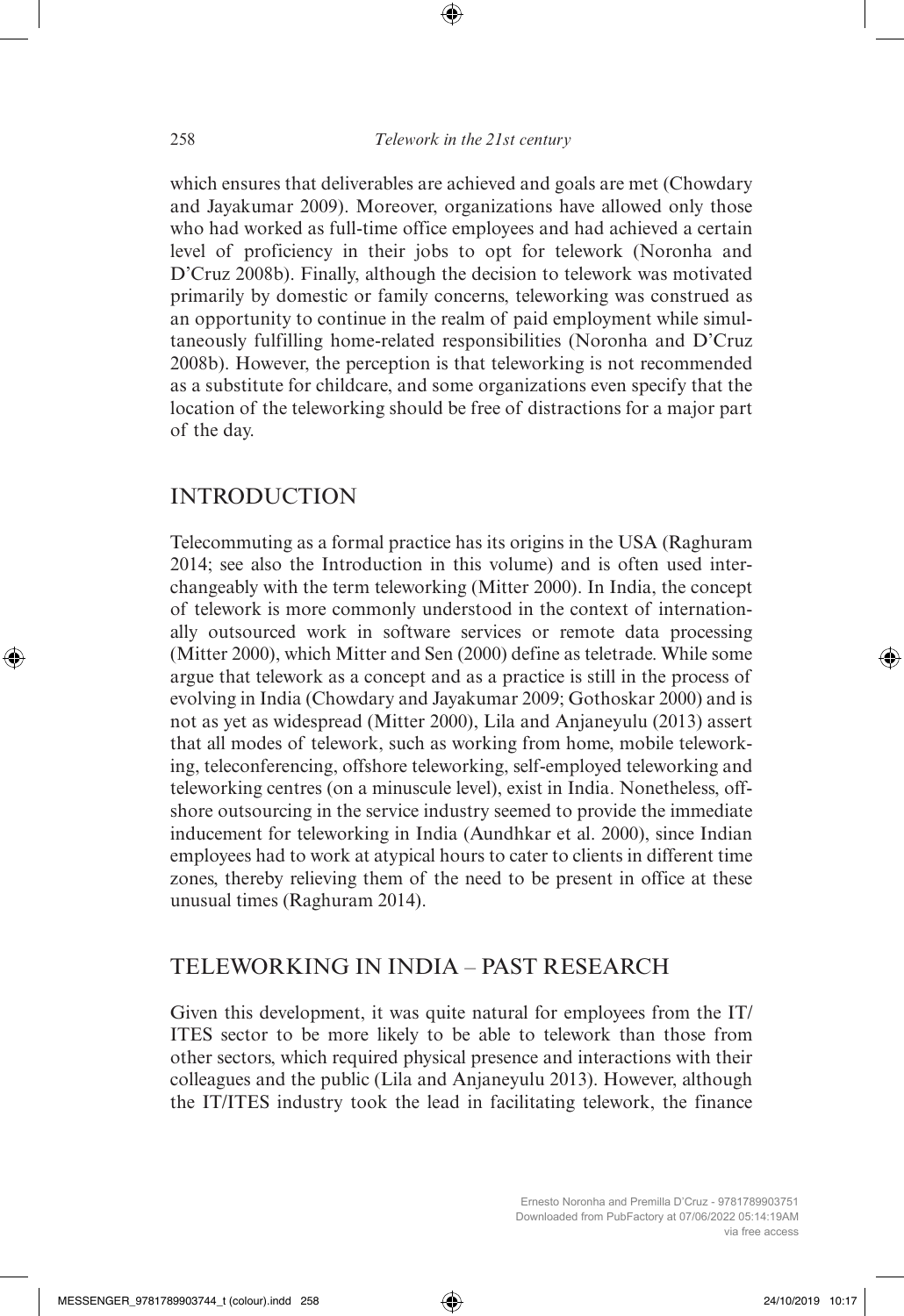which ensures that deliverables are achieved and goals are met (Chowdary and Jayakumar 2009). Moreover, organizations have allowed only those who had worked as full-time office employees and had achieved a certain level of proficiency in their jobs to opt for telework (Noronha and D'Cruz 2008b). Finally, although the decision to telework was motivated primarily by domestic or family concerns, teleworking was construed as an opportunity to continue in the realm of paid employment while simultaneously fulfilling home-related responsibilities (Noronha and D'Cruz 2008b). However, the perception is that teleworking is not recommended as a substitute for childcare, and some organizations even specify that the location of the teleworking should be free of distractions for a major part of the day.

## INTRODUCTION

Telecommuting as a formal practice has its origins in the USA (Raghuram 2014; see also the Introduction in this volume) and is often used interchangeably with the term teleworking (Mitter 2000). In India, the concept of telework is more commonly understood in the context of internationally outsourced work in software services or remote data processing (Mitter 2000), which Mitter and Sen (2000) define as teletrade. While some argue that telework as a concept and as a practice is still in the process of evolving in India (Chowdary and Jayakumar 2009; Gothoskar 2000) and is not as yet as widespread (Mitter 2000), Lila and Anjaneyulu (2013) assert that all modes of telework, such as working from home, mobile teleworking, teleconferencing, offshore teleworking, self-employed teleworking and teleworking centres (on a minuscule level), exist in India. Nonetheless, offshore outsourcing in the service industry seemed to provide the immediate inducement for teleworking in India (Aundhkar et al. 2000), since Indian employees had to work at atypical hours to cater to clients in different time zones, thereby relieving them of the need to be present in office at these unusual times (Raghuram 2014).

## TELEWORKING IN INDIA – PAST RESEARCH

Given this development, it was quite natural for employees from the IT/ITES sector to be more likely to be able to telework than those from other sectors, which required physical presence and interactions with their colleagues and the public (Lila and Anjaneyulu 2013). However, although the IT/ITES industry took the lead in facilitating telework, the finance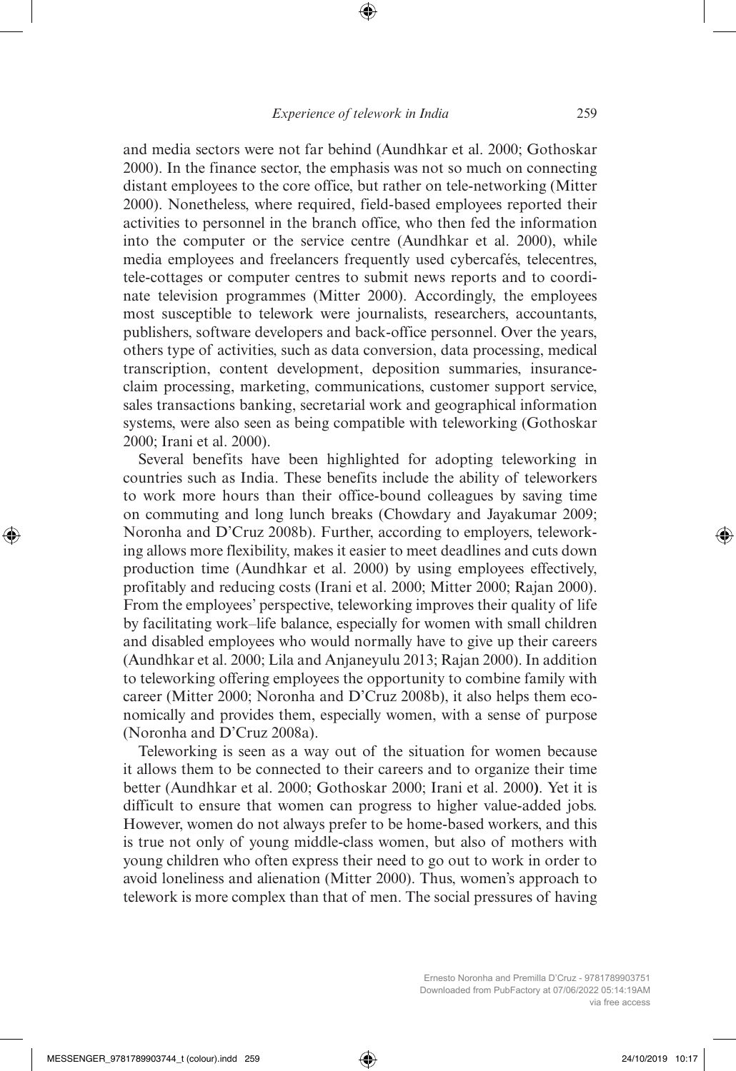and media sectors were not far behind (Aundhkar et al. 2000; Gothoskar 2000). In the finance sector, the emphasis was not so much on connecting distant employees to the core office, but rather on tele-networking (Mitter 2000). Nonetheless, where required, field-based employees reported their activities to personnel in the branch office, who then fed the information into the computer or the service centre (Aundhkar et al. 2000), while media employees and freelancers frequently used cybercafés, telecentres, tele-cottages or computer centres to submit news reports and to coordinate television programmes (Mitter 2000). Accordingly, the employees most susceptible to telework were journalists, researchers, accountants, publishers, software developers and back-office personnel. Over the years, others type of activities, such as data conversion, data processing, medical transcription, content development, deposition summaries, insurance-claim processing, marketing, communications, customer support service, sales transactions banking, secretarial work and geographical information systems, were also seen as being compatible with teleworking (Gothoskar 2000; Irani et al. 2000).

Several benefits have been highlighted for adopting teleworking in countries such as India. These benefits include the ability of teleworkers to work more hours than their office-bound colleagues by saving time on commuting and long lunch breaks (Chowdary and Jayakumar 2009; Noronha and D'Cruz 2008b). Further, according to employers, teleworking allows more flexibility, makes it easier to meet deadlines and cuts down production time (Aundhkar et al. 2000) by using employees effectively, profitably and reducing costs (Irani et al. 2000; Mitter 2000; Rajan 2000). From the employees' perspective, teleworking improves their quality of life by facilitating work–life balance, especially for women with small children and disabled employees who would normally have to give up their careers (Aundhkar et al. 2000; Lila and Anjaneyulu 2013; Rajan 2000). In addition to teleworking offering employees the opportunity to combine family with career (Mitter 2000; Noronha and D'Cruz 2008b), it also helps them economically and provides them, especially women, with a sense of purpose (Noronha and D'Cruz 2008a).

Teleworking is seen as a way out of the situation for women because it allows them to be connected to their careers and to organize their time better (Aundhkar et al. 2000; Gothoskar 2000; Irani et al. 2000). Yet it is difficult to ensure that women can progress to higher value-added jobs. However, women do not always prefer to be home-based workers, and this is true not only of young middle-class women, but also of mothers with young children who often express their need to go out to work in order to avoid loneliness and alienation (Mitter 2000). Thus, women's approach to telework is more complex than that of men. The social pressures of having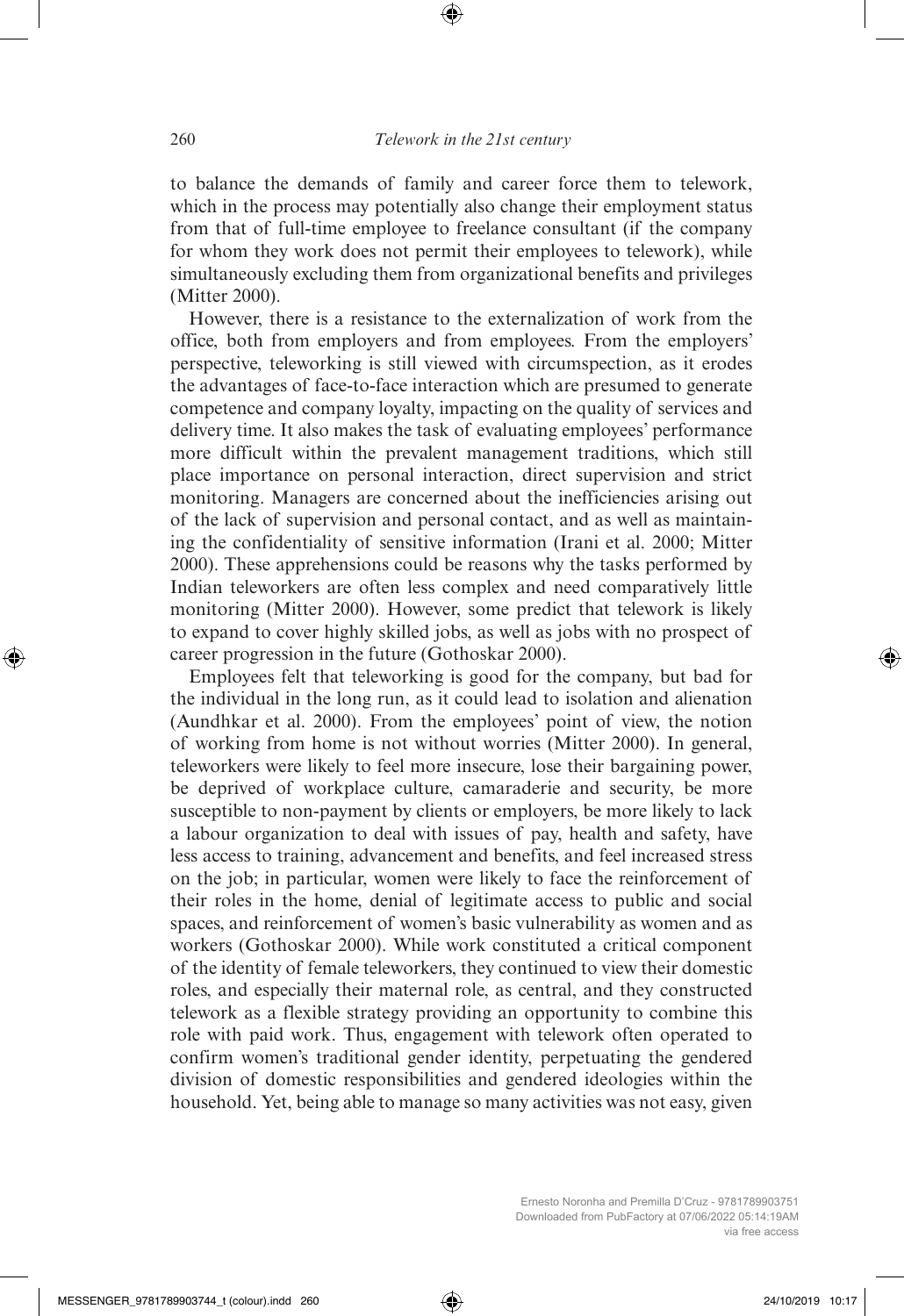to balance the demands of family and career force them to telework, which in the process may potentially also change their employment status from that of full-time employee to freelance consultant (if the company for whom they work does not permit their employees to telework), while simultaneously excluding them from organizational benefits and privileges (Mitter 2000).

However, there is a resistance to the externalization of work from the office, both from employers and from employees. From the employers' perspective, teleworking is still viewed with circumspection, as it erodes the advantages of face-to-face interaction which are presumed to generate competence and company loyalty, impacting on the quality of services and delivery time. It also makes the task of evaluating employees' performance more difficult within the prevalent management traditions, which still place importance on personal interaction, direct supervision and strict monitoring. Managers are concerned about the inefficiencies arising out of the lack of supervision and personal contact, and as well as maintaining the confidentiality of sensitive information (Irani et al. 2000; Mitter 2000). These apprehensions could be reasons why the tasks performed by Indian teleworkers are often less complex and need comparatively little monitoring (Mitter 2000). However, some predict that telework is likely to expand to cover highly skilled jobs, as well as jobs with no prospect of career progression in the future (Gothoskar 2000).

Employees felt that teleworking is good for the company, but bad for the individual in the long run, as it could lead to isolation and alienation (Aundhkar et al. 2000). From the employees' point of view, the notion of working from home is not without worries (Mitter 2000). In general, teleworkers were likely to feel more insecure, lose their bargaining power, be deprived of workplace culture, camaraderie and security, be more susceptible to non-payment by clients or employers, be more likely to lack a labour organization to deal with issues of pay, health and safety, have less access to training, advancement and benefits, and feel increased stress on the job; in particular, women were likely to face the reinforcement of their roles in the home, denial of legitimate access to public and social spaces, and reinforcement of women's basic vulnerability as women and as workers (Gothoskar 2000). While work constituted a critical component of the identity of female teleworkers, they continued to view their domestic roles, and especially their maternal role, as central, and they constructed telework as a flexible strategy providing an opportunity to combine this role with paid work. Thus, engagement with telework often operated to confirm women's traditional gender identity, perpetuating the gendered division of domestic responsibilities and gendered ideologies within the household. Yet, being able to manage so many activities was not easy, given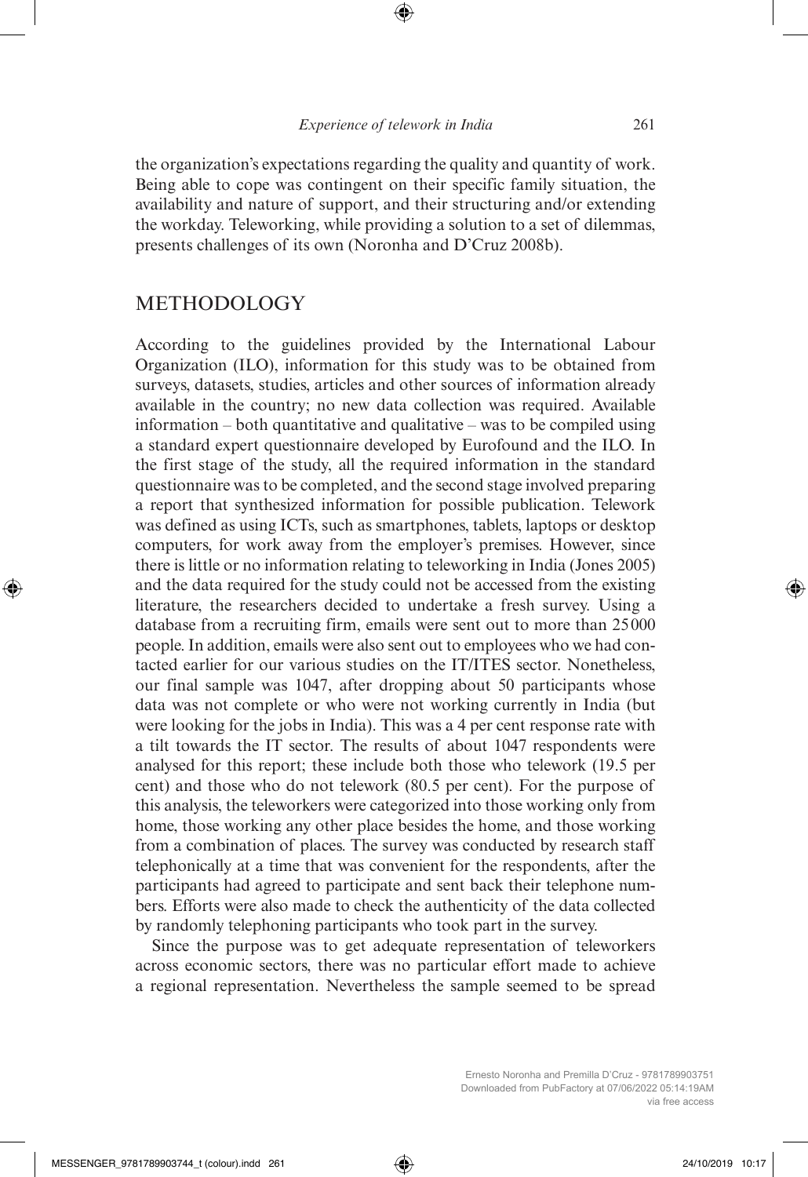the organization's expectations regarding the quality and quantity of work. Being able to cope was contingent on their specific family situation, the availability and nature of support, and their structuring and/or extending the workday. Teleworking, while providing a solution to a set of dilemmas, presents challenges of its own (Noronha and D'Cruz 2008b).

## METHODOLOGY

According to the guidelines provided by the International Labour Organization (ILO), information for this study was to be obtained from surveys, datasets, studies, articles and other sources of information already available in the country; no new data collection was required. Available information – both quantitative and qualitative – was to be compiled using a standard expert questionnaire developed by Eurofound and the ILO. In the first stage of the study, all the required information in the standard questionnaire was to be completed, and the second stage involved preparing a report that synthesized information for possible publication. Telework was defined as using ICTs, such as smartphones, tablets, laptops or desktop computers, for work away from the employer's premises. However, since there is little or no information relating to teleworking in India (Jones 2005) and the data required for the study could not be accessed from the existing literature, the researchers decided to undertake a fresh survey. Using a database from a recruiting firm, emails were sent out to more than 25000 people. In addition, emails were also sent out to employees who we had contacted earlier for our various studies on the IT/ITES sector. Nonetheless, our final sample was 1047, after dropping about 50 participants whose data was not complete or who were not working currently in India (but were looking for the jobs in India). This was a 4 per cent response rate with a tilt towards the IT sector. The results of about 1047 respondents were analysed for this report; these include both those who telework (19.5 per cent) and those who do not telework (80.5 per cent). For the purpose of this analysis, the teleworkers were categorized into those working only from home, those working any other place besides the home, and those working from a combination of places. The survey was conducted by research staff telephonically at a time that was convenient for the respondents, after the participants had agreed to participate and sent back their telephone numbers. Efforts were also made to check the authenticity of the data collected by randomly telephoning participants who took part in the survey.

Since the purpose was to get adequate representation of teleworkers across economic sectors, there was no particular effort made to achieve a regional representation. Nevertheless the sample seemed to be spread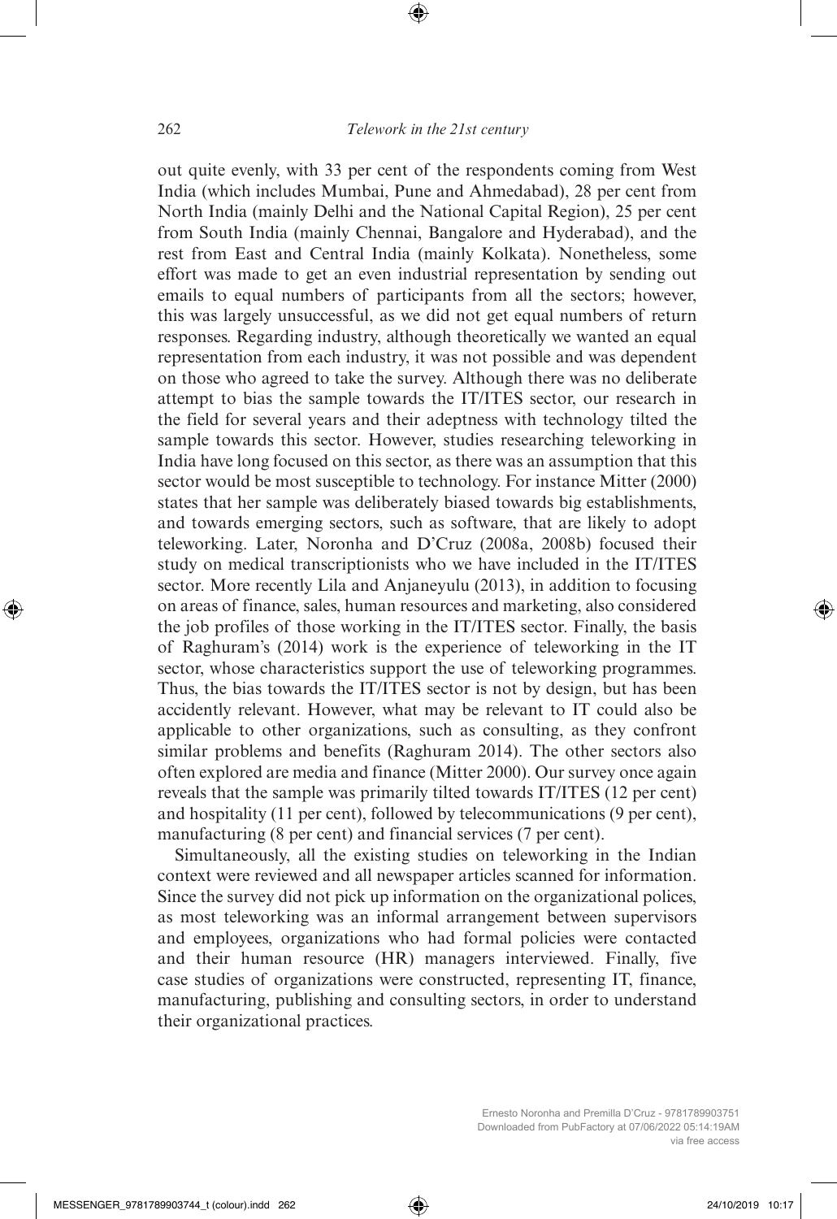out quite evenly, with 33 per cent of the respondents coming from West India (which includes Mumbai, Pune and Ahmedabad), 28 per cent from North India (mainly Delhi and the National Capital Region), 25 per cent from South India (mainly Chennai, Bangalore and Hyderabad), and the rest from East and Central India (mainly Kolkata). Nonetheless, some effort was made to get an even industrial representation by sending out emails to equal numbers of participants from all the sectors; however, this was largely unsuccessful, as we did not get equal numbers of return responses. Regarding industry, although theoretically we wanted an equal representation from each industry, it was not possible and was dependent on those who agreed to take the survey. Although there was no deliberate attempt to bias the sample towards the IT/ITES sector, our research in the field for several years and their adeptness with technology tilted the sample towards this sector. However, studies researching teleworking in India have long focused on this sector, as there was an assumption that this sector would be most susceptible to technology. For instance Mitter (2000) states that her sample was deliberately biased towards big establishments, and towards emerging sectors, such as software, that are likely to adopt teleworking. Later, Noronha and D'Cruz (2008a, 2008b) focused their study on medical transcriptionists who we have included in the IT/ITES sector. More recently Lila and Anjaneyulu (2013), in addition to focusing on areas of finance, sales, human resources and marketing, also considered the job profiles of those working in the IT/ITES sector. Finally, the basis of Raghuram's (2014) work is the experience of teleworking in the IT sector, whose characteristics support the use of teleworking programmes. Thus, the bias towards the IT/ITES sector is not by design, but has been accidently relevant. However, what may be relevant to IT could also be applicable to other organizations, such as consulting, as they confront similar problems and benefits (Raghuram 2014). The other sectors also often explored are media and finance (Mitter 2000). Our survey once again reveals that the sample was primarily tilted towards IT/ITES (12 per cent) and hospitality (11 per cent), followed by telecommunications (9 per cent), manufacturing (8 per cent) and financial services (7 per cent).

Simultaneously, all the existing studies on teleworking in the Indian context were reviewed and all newspaper articles scanned for information. Since the survey did not pick up information on the organizational polices, as most teleworking was an informal arrangement between supervisors and employees, organizations who had formal policies were contacted and their human resource (HR) managers interviewed. Finally, five case studies of organizations were constructed, representing IT, finance, manufacturing, publishing and consulting sectors, in order to understand their organizational practices.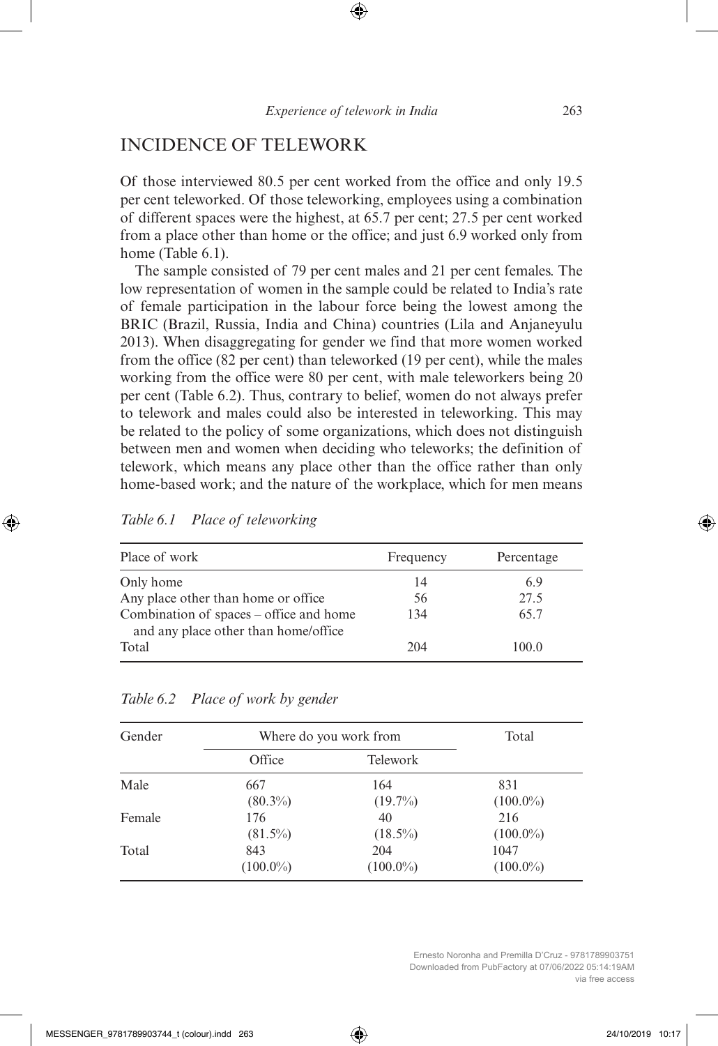## INCIDENCE OF TELEWORK

Of those interviewed 80.5 per cent worked from the office and only 19.5 per cent teleworked. Of those teleworking, employees using a combination of different spaces were the highest, at 65.7 per cent; 27.5 per cent worked from a place other than home or the office; and just 6.9 worked only from home (Table 6.1).

The sample consisted of 79 per cent males and 21 per cent females. The low representation of women in the sample could be related to India's rate of female participation in the labour force being the lowest among the BRIC (Brazil, Russia, India and China) countries (Lila and Anjaneyulu 2013). When disaggregating for gender we find that more women worked from the office (82 per cent) than teleworked (19 per cent), while the males working from the office were 80 per cent, with male teleworkers being 20 per cent (Table 6.2). Thus, contrary to belief, women do not always prefer to telework and males could also be interested in teleworking. This may be related to the policy of some organizations, which does not distinguish between men and women when deciding who teleworks; the definition of telework, which means any place other than the office rather than only home-based work; and the nature of the workplace, which for men means

*Table 6.1 Place of teleworking*

| Place of work | Frequency | Percentage |
|---|---|---|
| Only home | 14 | 6.9 |
| Any place other than home or office | 56 | 27.5 |
| Combination of spaces – office and home and any place other than home/office | 134 | 65.7 |
| Total | 204 | 100.0 |

*Table 6.2 Place of work by gender*

| Gender | Where do you work from | | Total |
|---|---|---|---|
| | Office | Telework | |
| Male | 667 (80.3%) | 164 (19.7%) | 831 (100.0%) |
| Female | 176 (81.5%) | 40 (18.5%) | 216 (100.0%) |
| Total | 843 (100.0%) | 204 (100.0%) | 1047 (100.0%) |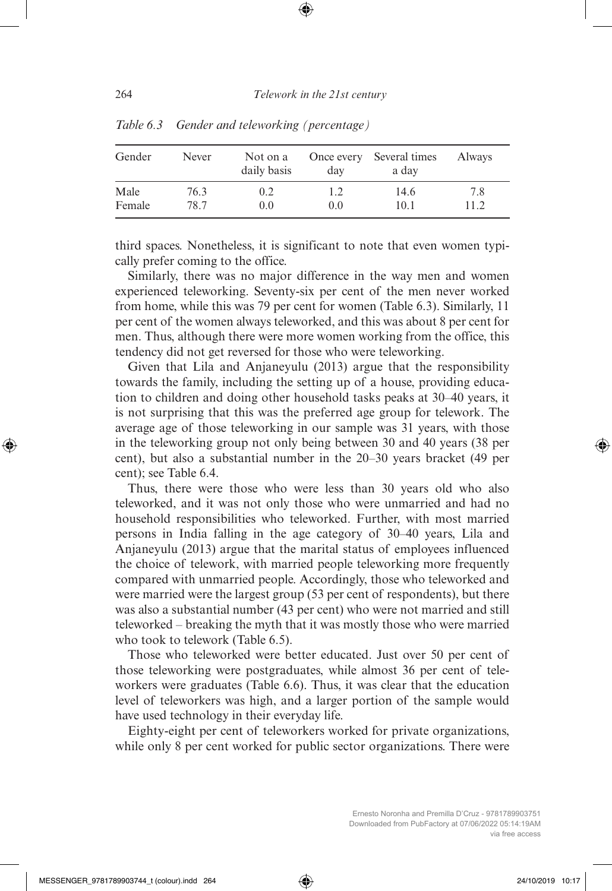*Table 6.3 Gender and teleworking (percentage)*

| Gender | Never | Not on a daily basis | Once every day | Several times a day | Always |
|---|---|---|---|---|---|
| Male | 76.3 | 0.2 | 1.2 | 14.6 | 7.8 |
| Female | 78.7 | 0.0 | 0.0 | 10.1 | 11.2 |

third spaces. Nonetheless, it is significant to note that even women typically prefer coming to the office.

Similarly, there was no major difference in the way men and women experienced teleworking. Seventy-six per cent of the men never worked from home, while this was 79 per cent for women (Table 6.3). Similarly, 11 per cent of the women always teleworked, and this was about 8 per cent for men. Thus, although there were more women working from the office, this tendency did not get reversed for those who were teleworking.

Given that Lila and Anjaneyulu (2013) argue that the responsibility towards the family, including the setting up of a house, providing education to children and doing other household tasks peaks at 30–40 years, it is not surprising that this was the preferred age group for telework. The average age of those teleworking in our sample was 31 years, with those in the teleworking group not only being between 30 and 40 years (38 per cent), but also a substantial number in the 20–30 years bracket (49 per cent); see Table 6.4.

Thus, there were those who were less than 30 years old who also teleworked, and it was not only those who were unmarried and had no household responsibilities who teleworked. Further, with most married persons in India falling in the age category of 30–40 years, Lila and Anjaneyulu (2013) argue that the marital status of employees influenced the choice of telework, with married people teleworking more frequently compared with unmarried people. Accordingly, those who teleworked and were married were the largest group (53 per cent of respondents), but there was also a substantial number (43 per cent) who were not married and still teleworked – breaking the myth that it was mostly those who were married who took to telework (Table 6.5).

Those who teleworked were better educated. Just over 50 per cent of those teleworking were postgraduates, while almost 36 per cent of teleworkers were graduates (Table 6.6). Thus, it was clear that the education level of teleworkers was high, and a larger portion of the sample would have used technology in their everyday life.

Eighty-eight per cent of teleworkers worked for private organizations, while only 8 per cent worked for public sector organizations. There were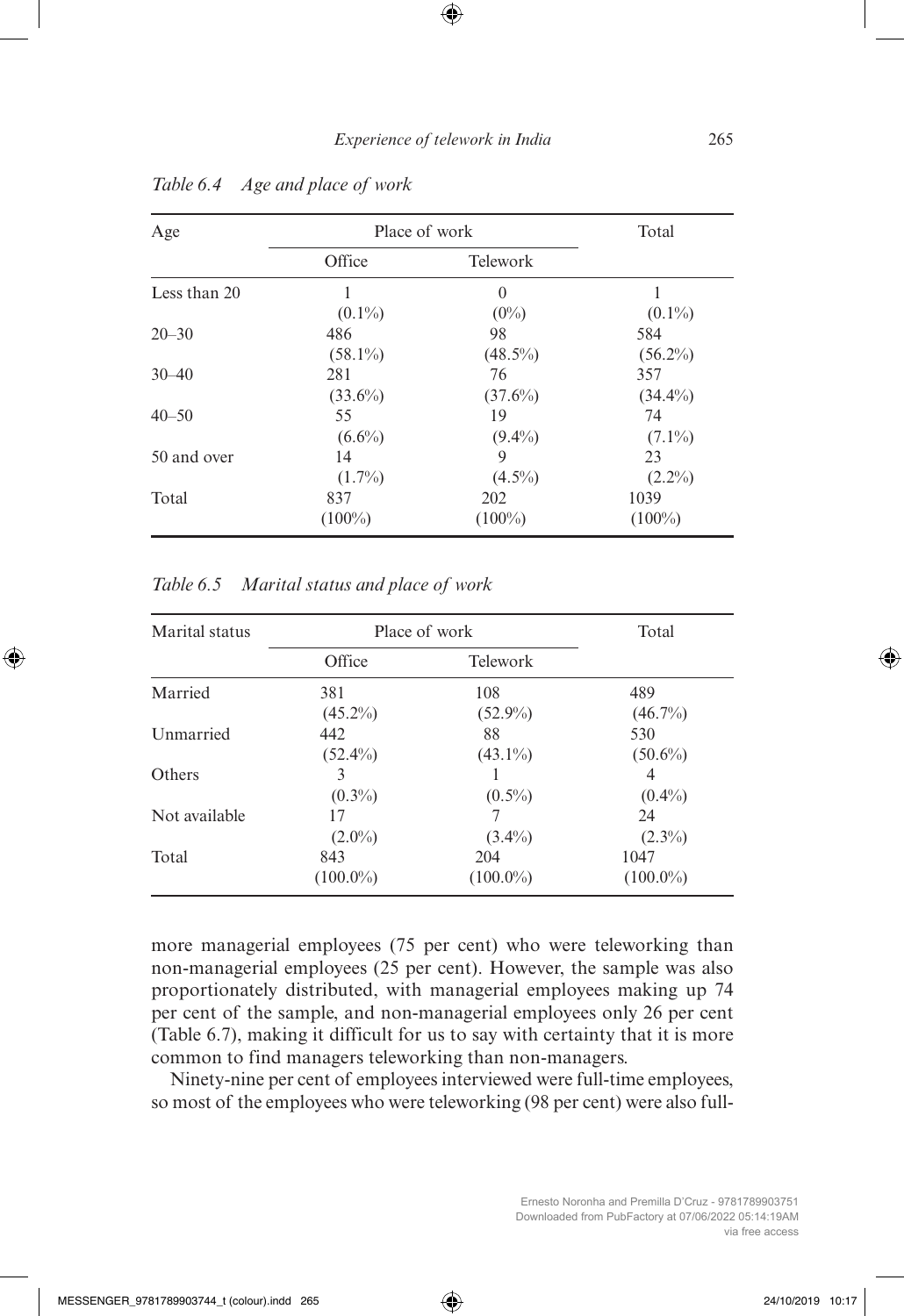*Table 6.4 Age and place of work*

| Age | Place of work | | Total |
|---|---|---|---|
| | Office | Telework | |
| Less than 20 | 1 (0.1%) | 0 (0%) | 1 (0.1%) |
| 20–30 | 486 (58.1%) | 98 (48.5%) | 584 (56.2%) |
| 30–40 | 281 (33.6%) | 76 (37.6%) | 357 (34.4%) |
| 40–50 | 55 (6.6%) | 19 (9.4%) | 74 (7.1%) |
| 50 and over | 14 (1.7%) | 9 (4.5%) | 23 (2.2%) |
| Total | 837 (100%) | 202 (100%) | 1039 (100%) |

*Table 6.5 Marital status and place of work*

| Marital status | Place of work | | Total |
|---|---|---|---|
| | Office | Telework | |
| Married | 381 (45.2%) | 108 (52.9%) | 489 (46.7%) |
| Unmarried | 442 (52.4%) | 88 (43.1%) | 530 (50.6%) |
| Others | 3 (0.3%) | 1 (0.5%) | 4 (0.4%) |
| Not available | 17 (2.0%) | 7 (3.4%) | 24 (2.3%) |
| Total | 843 (100.0%) | 204 (100.0%) | 1047 (100.0%) |

more managerial employees (75 per cent) who were teleworking than non-managerial employees (25 per cent). However, the sample was also proportionately distributed, with managerial employees making up 74 per cent of the sample, and non-managerial employees only 26 per cent (Table 6.7), making it difficult for us to say with certainty that it is more common to find managers teleworking than non-managers.

Ninety-nine per cent of employees interviewed were full-time employees, so most of the employees who were teleworking (98 per cent) were also full-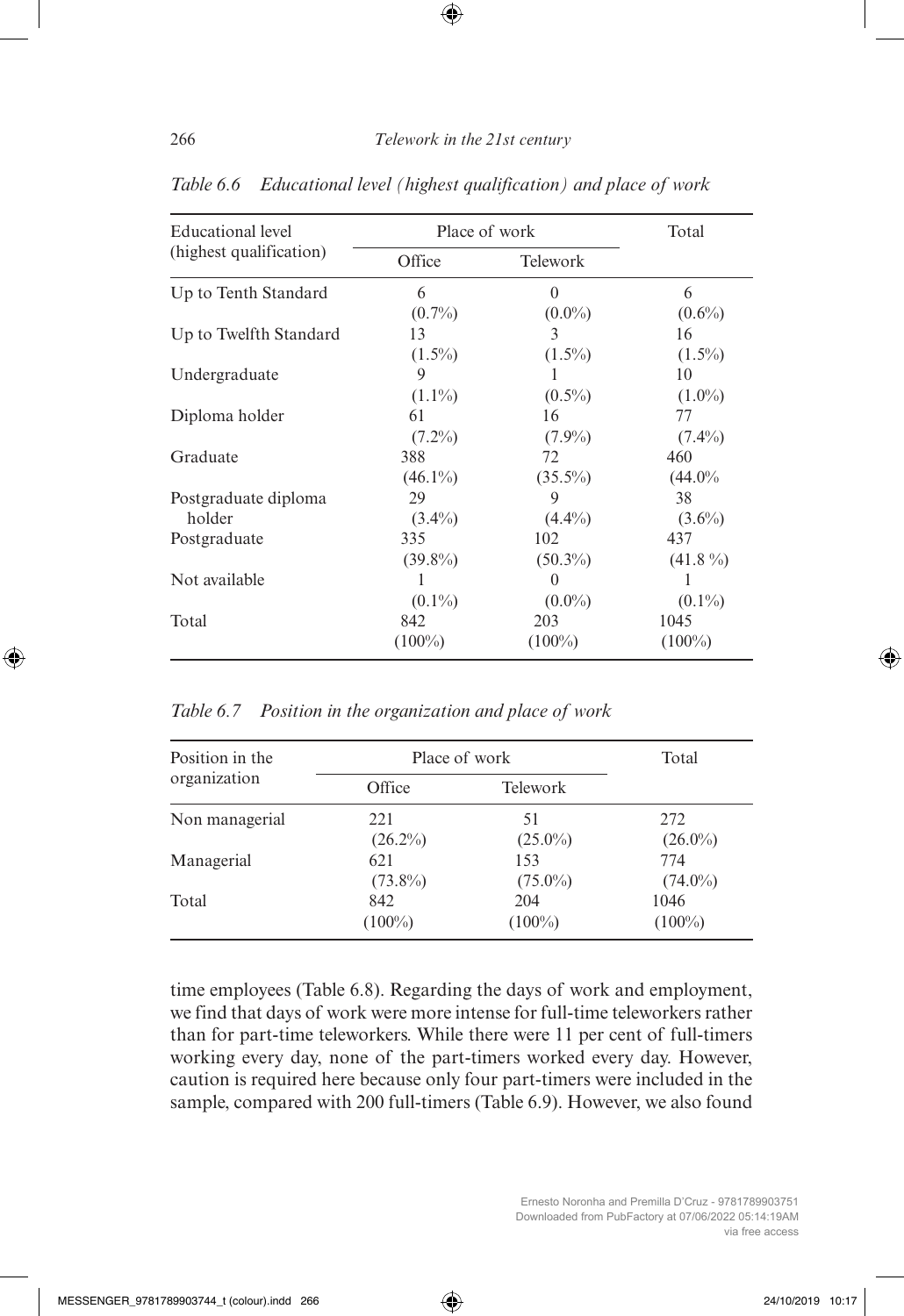*Table 6.6 Educational level (highest qualification) and place of work*

| Educational level (highest qualification) | Place of work | | Total |
|---|---|---|---|
| | Office | Telework | |
| Up to Tenth Standard | 6 (0.7%) | 0 (0.0%) | 6 (0.6%) |
| Up to Twelfth Standard | 13 (1.5%) | 3 (1.5%) | 16 (1.5%) |
| Undergraduate | 9 (1.1%) | 1 (0.5%) | 10 (1.0%) |
| Diploma holder | 61 (7.2%) | 16 (7.9%) | 77 (7.4%) |
| Graduate | 388 (46.1%) | 72 (35.5%) | 460 (44.0% |
| Postgraduate diploma holder | 29 (3.4%) | 9 (4.4%) | 38 (3.6%) |
| Postgraduate | 335 (39.8%) | 102 (50.3%) | 437 (41.8 %) |
| Not available | 1 (0.1%) | 0 (0.0%) | 1 (0.1%) |
| Total | 842 (100%) | 203 (100%) | 1045 (100%) |

*Table 6.7 Position in the organization and place of work*

| Position in the organization | Place of work | | Total |
|---|---|---|---|
| | Office | Telework | |
| Non managerial | 221 (26.2%) | 51 (25.0%) | 272 (26.0%) |
| Managerial | 621 (73.8%) | 153 (75.0%) | 774 (74.0%) |
| Total | 842 (100%) | 204 (100%) | 1046 (100%) |

time employees (Table 6.8). Regarding the days of work and employment, we find that days of work were more intense for full-time teleworkers rather than for part-time teleworkers. While there were 11 per cent of full-timers working every day, none of the part-timers worked every day. However, caution is required here because only four part-timers were included in the sample, compared with 200 full-timers (Table 6.9). However, we also found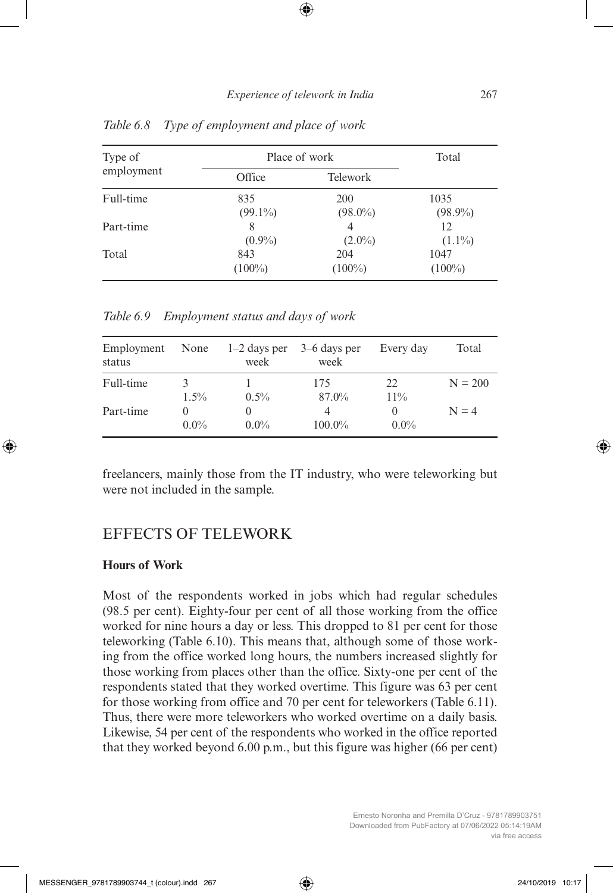*Table 6.8 Type of employment and place of work*

| Type of employment | Place of work | | Total |
|---|---|---|---|
| | Office | Telework | |
| Full-time | 835 (99.1%) | 200 (98.0%) | 1035 (98.9%) |
| Part-time | 8 (0.9%) | 4 (2.0%) | 12 (1.1%) |
| Total | 843 (100%) | 204 (100%) | 1047 (100%) |

*Table 6.9 Employment status and days of work*

| Employment status | None | 1–2 days per week | 3–6 days per week | Every day | Total |
|---|---|---|---|---|---|
| Full-time | 3<br>1.5% | 1<br>0.5% | 175<br>87.0% | 22<br>11% | N = 200 |
| Part-time | 0<br>0.0% | 0<br>0.0% | 4<br>100.0% | 0<br>0.0% | N = 4 |

freelancers, mainly those from the IT industry, who were teleworking but were not included in the sample.

## EFFECTS OF TELEWORK

### Hours of Work

Most of the respondents worked in jobs which had regular schedules (98.5 per cent). Eighty-four per cent of all those working from the office worked for nine hours a day or less. This dropped to 81 per cent for those teleworking (Table 6.10). This means that, although some of those working from the office worked long hours, the numbers increased slightly for those working from places other than the office. Sixty-one per cent of the respondents stated that they worked overtime. This figure was 63 per cent for those working from office and 70 per cent for teleworkers (Table 6.11). Thus, there were more teleworkers who worked overtime on a daily basis. Likewise, 54 per cent of the respondents who worked in the office reported that they worked beyond 6.00 p.m., but this figure was higher (66 per cent)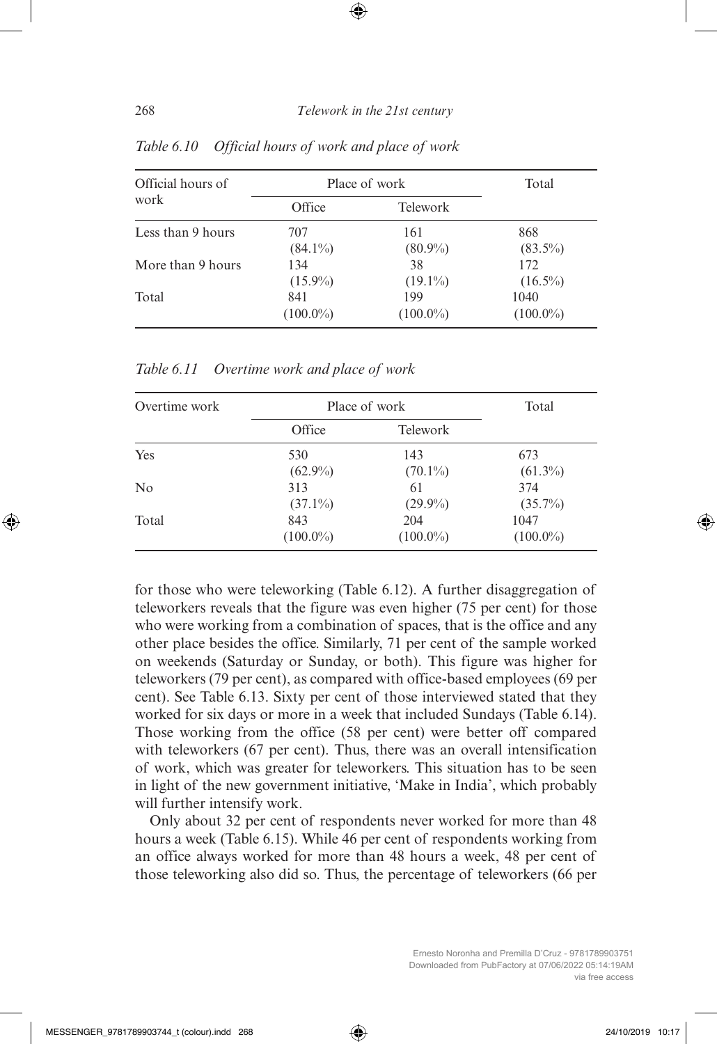*Table 6.10 Official hours of work and place of work*

| Official hours of work | Place of work | | Total |
|---|---|---|---|
| | Office | Telework | |
| Less than 9 hours | 707 (84.1%) | 161 (80.9%) | 868 (83.5%) |
| More than 9 hours | 134 (15.9%) | 38 (19.1%) | 172 (16.5%) |
| Total | 841 (100.0%) | 199 (100.0%) | 1040 (100.0%) |

*Table 6.11 Overtime work and place of work*

| Overtime work | Place of work | | Total |
|---|---|---|---|
| | Office | Telework | |
| Yes | 530 (62.9%) | 143 (70.1%) | 673 (61.3%) |
| No | 313 (37.1%) | 61 (29.9%) | 374 (35.7%) |
| Total | 843 (100.0%) | 204 (100.0%) | 1047 (100.0%) |

for those who were teleworking (Table 6.12). A further disaggregation of teleworkers reveals that the figure was even higher (75 per cent) for those who were working from a combination of spaces, that is the office and any other place besides the office. Similarly, 71 per cent of the sample worked on weekends (Saturday or Sunday, or both). This figure was higher for teleworkers (79 per cent), as compared with office-based employees (69 per cent). See Table 6.13. Sixty per cent of those interviewed stated that they worked for six days or more in a week that included Sundays (Table 6.14). Those working from the office (58 per cent) were better off compared with teleworkers (67 per cent). Thus, there was an overall intensification of work, which was greater for teleworkers. This situation has to be seen in light of the new government initiative, 'Make in India', which probably will further intensify work.

Only about 32 per cent of respondents never worked for more than 48 hours a week (Table 6.15). While 46 per cent of respondents working from an office always worked for more than 48 hours a week, 48 per cent of those teleworking also did so. Thus, the percentage of teleworkers (66 per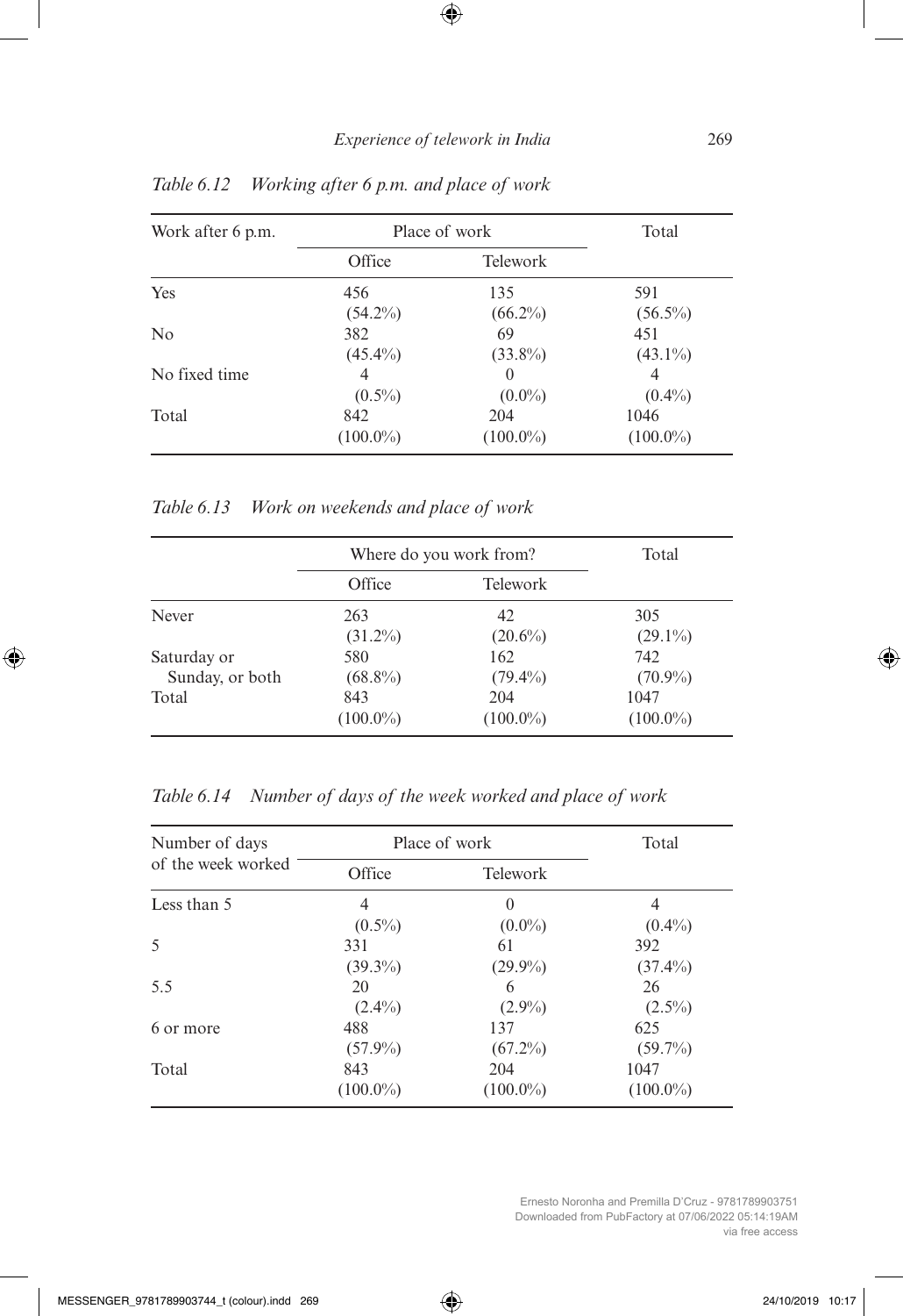*Table 6.12 Working after 6 p.m. and place of work*

| Work after 6 p.m. | Place of work | | Total |
|---|---|---|---|
| | Office | Telework | |
| Yes | 456 (54.2%) | 135 (66.2%) | 591 (56.5%) |
| No | 382 (45.4%) | 69 (33.8%) | 451 (43.1%) |
| No fixed time | 4 (0.5%) | 0 (0.0%) | 4 (0.4%) |
| Total | 842 (100.0%) | 204 (100.0%) | 1046 (100.0%) |

*Table 6.13 Work on weekends and place of work*

| | Where do you work from? | | Total |
|---|---|---|---|
| | Office | Telework | |
| Never | 263 (31.2%) | 42 (20.6%) | 305 (29.1%) |
| Saturday or Sunday, or both | 580 (68.8%) | 162 (79.4%) | 742 (70.9%) |
| Total | 843 (100.0%) | 204 (100.0%) | 1047 (100.0%) |

*Table 6.14 Number of days of the week worked and place of work*

| Number of days of the week worked | Place of work | | Total |
|---|---|---|---|
| | Office | Telework | |
| Less than 5 | 4 (0.5%) | 0 (0.0%) | 4 (0.4%) |
| 5 | 331 (39.3%) | 61 (29.9%) | 392 (37.4%) |
| 5.5 | 20 (2.4%) | 6 (2.9%) | 26 (2.5%) |
| 6 or more | 488 (57.9%) | 137 (67.2%) | 625 (59.7%) |
| Total | 843 (100.0%) | 204 (100.0%) | 1047 (100.0%) |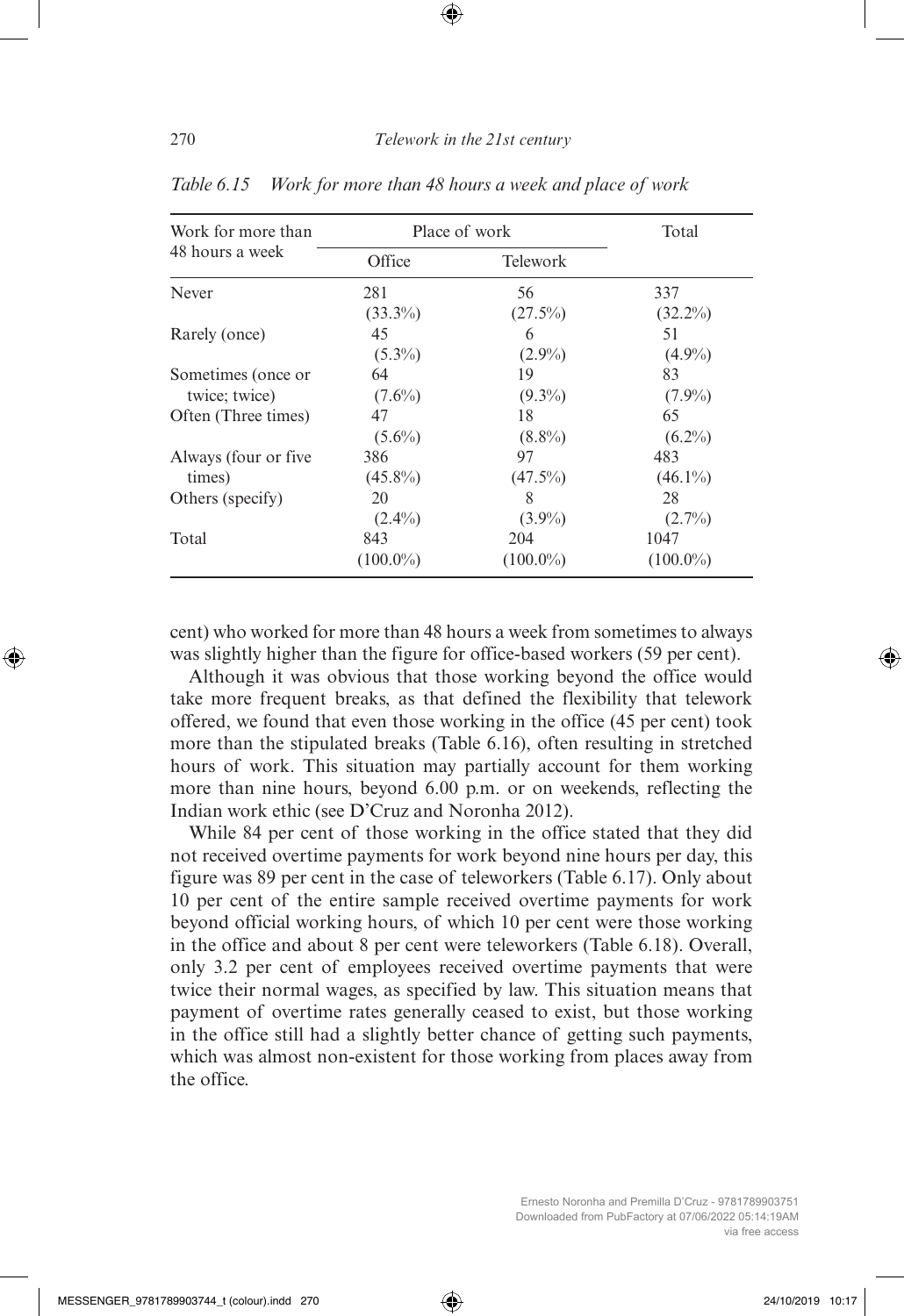*Table 6.15 Work for more than 48 hours a week and place of work*

| Work for more than 48 hours a week | Place of work | | Total |
|---|---|---|---|
| | Office | Telework | |
| Never | 281 (33.3%) | 56 (27.5%) | 337 (32.2%) |
| Rarely (once) | 45 (5.3%) | 6 (2.9%) | 51 (4.9%) |
| Sometimes (once or twice; twice) | 64 (7.6%) | 19 (9.3%) | 83 (7.9%) |
| Often (Three times) | 47 (5.6%) | 18 (8.8%) | 65 (6.2%) |
| Always (four or five times) | 386 (45.8%) | 97 (47.5%) | 483 (46.1%) |
| Others (specify) | 20 (2.4%) | 8 (3.9%) | 28 (2.7%) |
| Total | 843 (100.0%) | 204 (100.0%) | 1047 (100.0%) |

cent) who worked for more than 48 hours a week from sometimes to always was slightly higher than the figure for office-based workers (59 per cent).

Although it was obvious that those working beyond the office would take more frequent breaks, as that defined the flexibility that telework offered, we found that even those working in the office (45 per cent) took more than the stipulated breaks (Table 6.16), often resulting in stretched hours of work. This situation may partially account for them working more than nine hours, beyond 6.00 p.m. or on weekends, reflecting the Indian work ethic (see D'Cruz and Noronha 2012).

While 84 per cent of those working in the office stated that they did not received overtime payments for work beyond nine hours per day, this figure was 89 per cent in the case of teleworkers (Table 6.17). Only about 10 per cent of the entire sample received overtime payments for work beyond official working hours, of which 10 per cent were those working in the office and about 8 per cent were teleworkers (Table 6.18). Overall, only 3.2 per cent of employees received overtime payments that were twice their normal wages, as specified by law. This situation means that payment of overtime rates generally ceased to exist, but those working in the office still had a slightly better chance of getting such payments, which was almost non-existent for those working from places away from the office.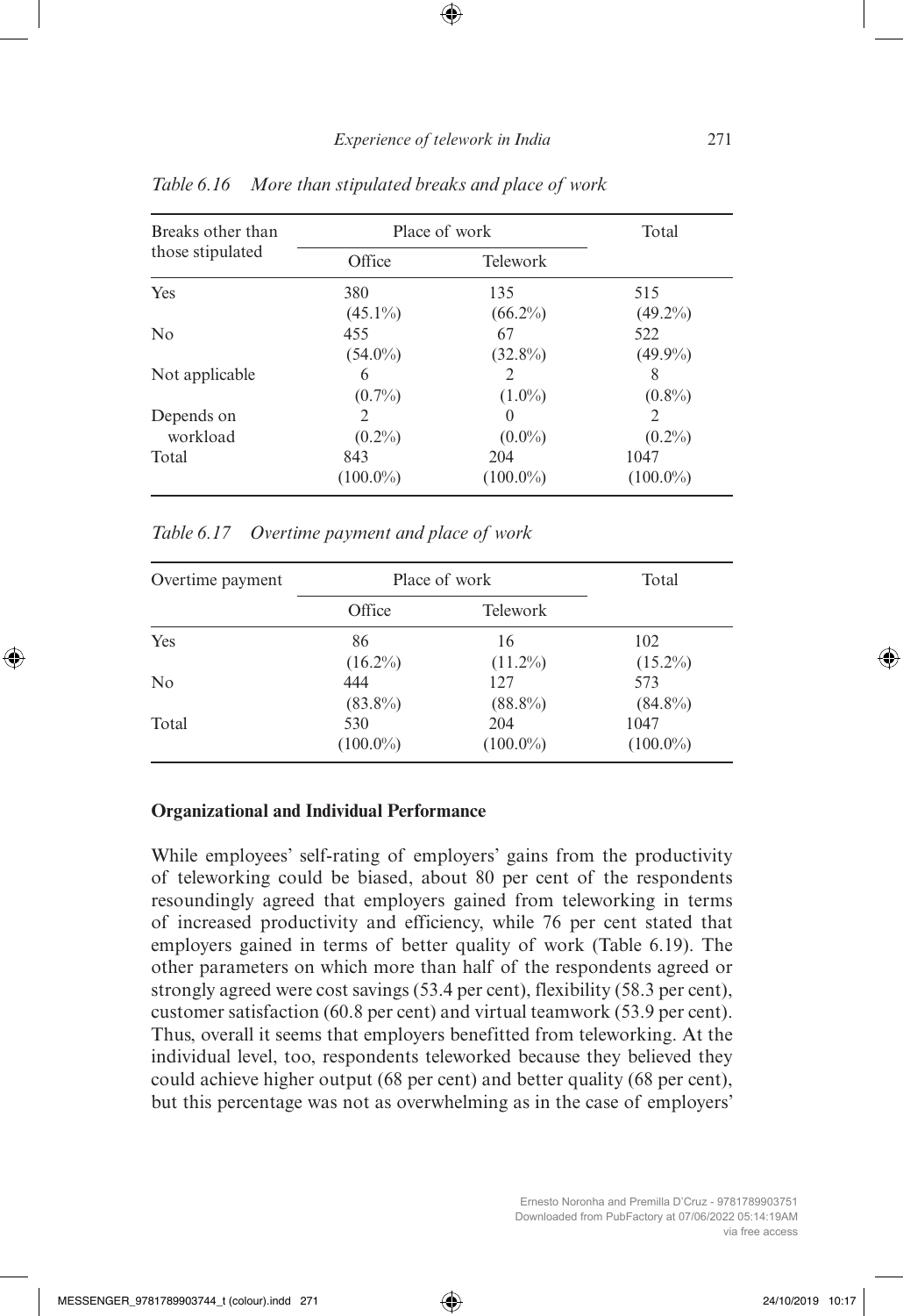*Table 6.16 More than stipulated breaks and place of work*

| Breaks other than those stipulated | Place of work | | Total |
|---|---|---|---|
| | Office | Telework | |
| Yes | 380 (45.1%) | 135 (66.2%) | 515 (49.2%) |
| No | 455 (54.0%) | 67 (32.8%) | 522 (49.9%) |
| Not applicable | 6 (0.7%) | 2 (1.0%) | 8 (0.8%) |
| Depends on workload | 2 (0.2%) | 0 (0.0%) | 2 (0.2%) |
| Total | 843 (100.0%) | 204 (100.0%) | 1047 (100.0%) |

*Table 6.17 Overtime payment and place of work*

| Overtime payment | Place of work | | Total |
|---|---|---|---|
| | Office | Telework | |
| Yes | 86 (16.2%) | 16 (11.2%) | 102 (15.2%) |
| No | 444 (83.8%) | 127 (88.8%) | 573 (84.8%) |
| Total | 530 (100.0%) | 204 (100.0%) | 1047 (100.0%) |

**Organizational and Individual Performance**

While employees' self-rating of employers' gains from the productivity of teleworking could be biased, about 80 per cent of the respondents resoundingly agreed that employers gained from teleworking in terms of increased productivity and efficiency, while 76 per cent stated that employers gained in terms of better quality of work (Table 6.19). The other parameters on which more than half of the respondents agreed or strongly agreed were cost savings (53.4 per cent), flexibility (58.3 per cent), customer satisfaction (60.8 per cent) and virtual teamwork (53.9 per cent). Thus, overall it seems that employers benefitted from teleworking. At the individual level, too, respondents teleworked because they believed they could achieve higher output (68 per cent) and better quality (68 per cent), but this percentage was not as overwhelming as in the case of employers'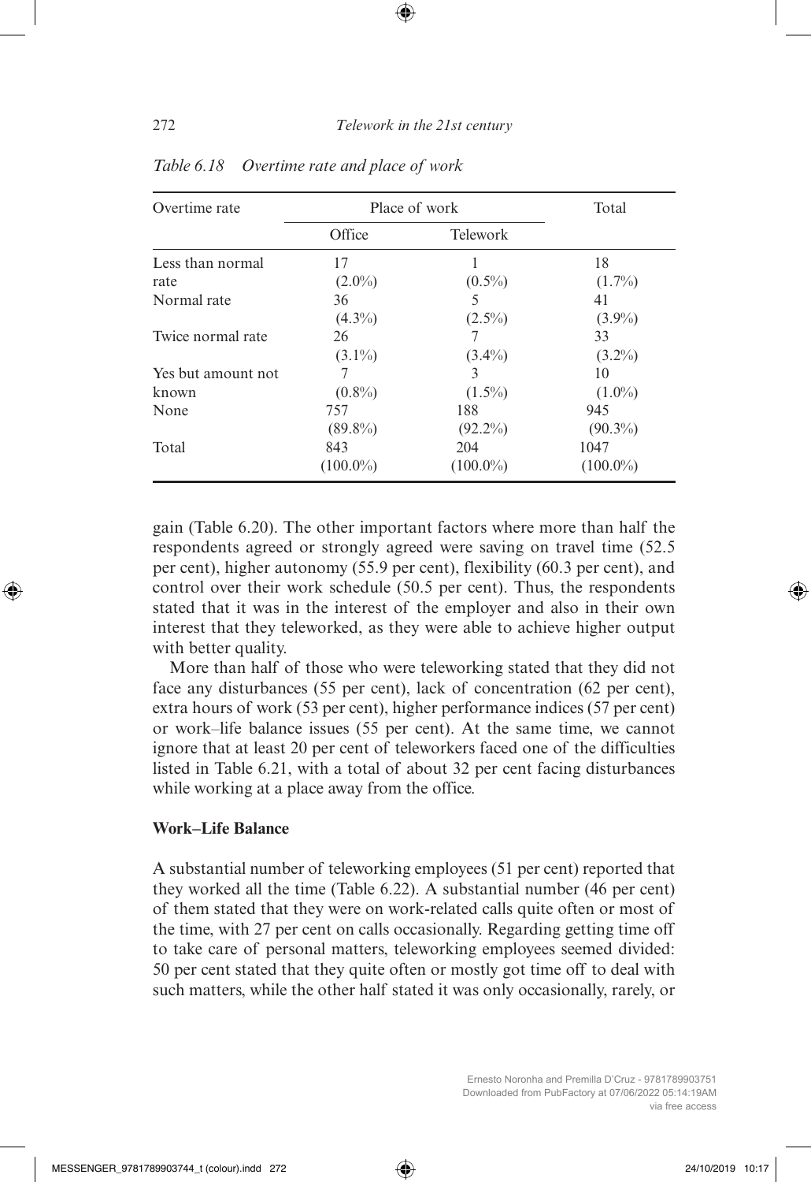*Table 6.18 Overtime rate and place of work*

| Overtime rate | Place of work | | Total |
|---|---|---|---|
| | Office | Telework | |
| Less than normal rate | 17 (2.0%) | 1 (0.5%) | 18 (1.7%) |
| Normal rate | 36 (4.3%) | 5 (2.5%) | 41 (3.9%) |
| Twice normal rate | 26 (3.1%) | 7 (3.4%) | 33 (3.2%) |
| Yes but amount not known | 7 (0.8%) | 3 (1.5%) | 10 (1.0%) |
| None | 757 (89.8%) | 188 (92.2%) | 945 (90.3%) |
| Total | 843 (100.0%) | 204 (100.0%) | 1047 (100.0%) |

gain (Table 6.20). The other important factors where more than half the respondents agreed or strongly agreed were saving on travel time (52.5 per cent), higher autonomy (55.9 per cent), flexibility (60.3 per cent), and control over their work schedule (50.5 per cent). Thus, the respondents stated that it was in the interest of the employer and also in their own interest that they teleworked, as they were able to achieve higher output with better quality.

More than half of those who were teleworking stated that they did not face any disturbances (55 per cent), lack of concentration (62 per cent), extra hours of work (53 per cent), higher performance indices (57 per cent) or work–life balance issues (55 per cent). At the same time, we cannot ignore that at least 20 per cent of teleworkers faced one of the difficulties listed in Table 6.21, with a total of about 32 per cent facing disturbances while working at a place away from the office.

**Work–Life Balance**

A substantial number of teleworking employees (51 per cent) reported that they worked all the time (Table 6.22). A substantial number (46 per cent) of them stated that they were on work-related calls quite often or most of the time, with 27 per cent on calls occasionally. Regarding getting time off to take care of personal matters, teleworking employees seemed divided: 50 per cent stated that they quite often or mostly got time off to deal with such matters, while the other half stated it was only occasionally, rarely, or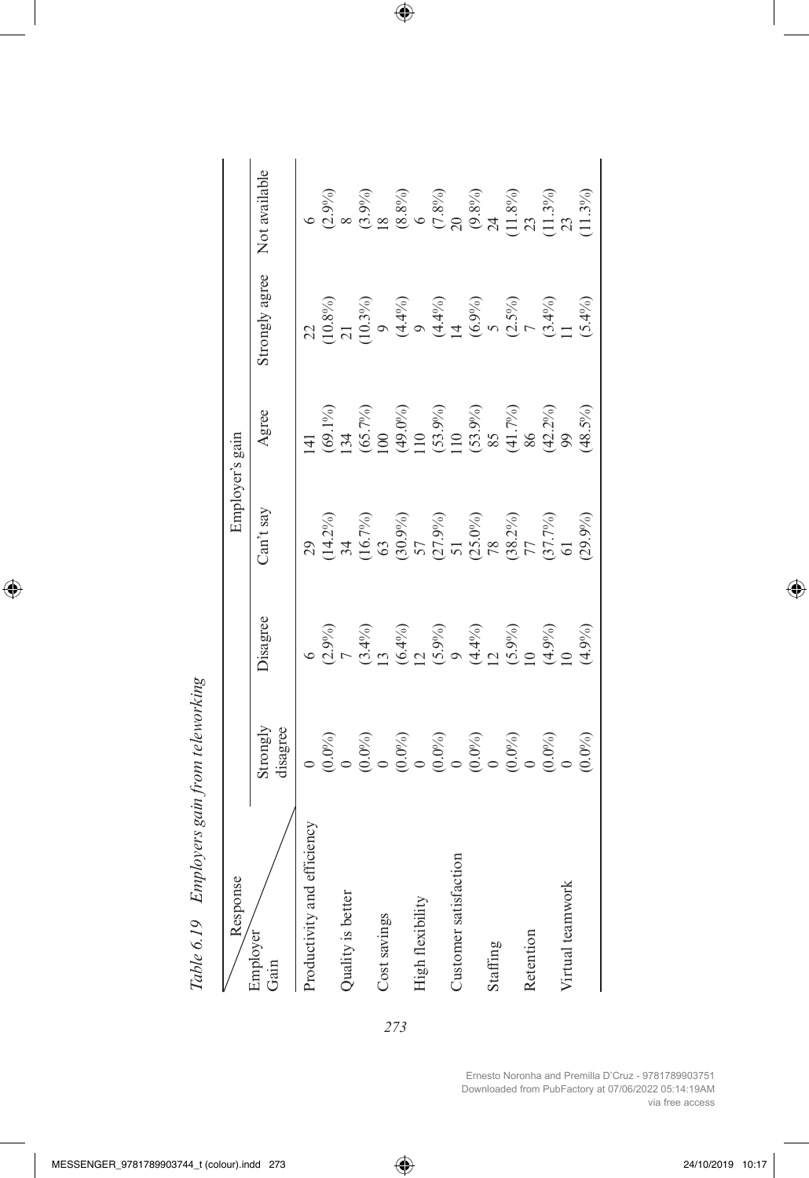*Table 6.19 Employers gain from teleworking*

| Employer Gain \ Response | Employer's gain | | | | | |
|---|---|---|---|---|---|---|
| | Strongly disagree | Disagree | Can't say | Agree | Strongly agree | Not available |
| Productivity and efficiency | 0 (0.0%) | 6 (2.9%) | 29 (14.2%) | 141 (69.1%) | 22 (10.8%) | 6 (2.9%) |
| Quality is better | 0 (0.0%) | 7 (3.4%) | 34 (16.7%) | 134 (65.7%) | 21 (10.3%) | 8 (3.9%) |
| Cost savings | 0 (0.0%) | 13 (6.4%) | 63 (30.9%) | 100 (49.0%) | 9 (4.4%) | 18 (8.8%) |
| High flexibility | 0 (0.0%) | 12 (5.9%) | 57 (27.9%) | 110 (53.9%) | 9 (4.4%) | 6 (7.8%) |
| Customer satisfaction | 0 (0.0%) | 9 (4.4%) | 51 (25.0%) | 110 (53.9%) | 14 (6.9%) | 20 (9.8%) |
| Staffing | 0 (0.0%) | 12 (5.9%) | 78 (38.2%) | 85 (41.7%) | 5 (2.5%) | 24 (11.8%) |
| Retention | 0 (0.0%) | 10 (4.9%) | 77 (37.7%) | 86 (42.2%) | 7 (3.4%) | 23 (11.3%) |
| Virtual teamwork | 0 (0.0%) | 10 (4.9%) | 61 (29.9%) | 99 (48.5%) | 11 (5.4%) | 23 (11.3%) |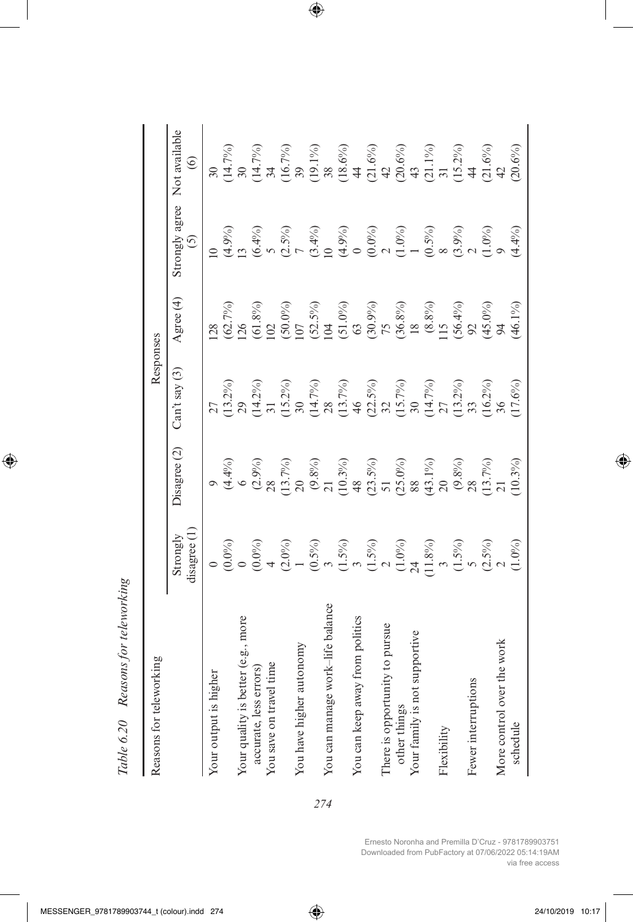*Table 6.20 Reasons for teleworking*

| Reasons for teleworking | Responses | | | | | |
|---|---|---|---|---|---|---|
| | Strongly disagree (1) | Disagree (2) | Can't say (3) | Agree (4) | Strongly agree (5) | Not available (6) |
| Your output is higher | 0 (0.0%) | 9 (4.4%) | 27 (13.2%) | 128 (62.7%) | 10 (4.9%) | 30 (14.7%) |
| Your quality is better (e.g., more accurate, less errors) | 0 (0.0%) | 6 (2.9%) | 29 (14.2%) | 126 (61.8%) | 13 (6.4%) | 30 (14.7%) |
| You save on travel time | 4 (2.0%) | 28 (13.7%) | 31 (15.2%) | 102 (50.0%) | 5 (2.5%) | 34 (16.7%) |
| You have higher autonomy | 1 (0.5%) | 20 (9.8%) | 30 (14.7%) | 107 (52.5%) | 7 (3.4%) | 39 (19.1%) |
| You can manage work–life balance | 3 (1.5%) | 21 (10.3%) | 28 (13.7%) | 104 (51.0%) | 10 (4.9%) | 38 (18.6%) |
| You can keep away from politics | 3 (1.5%) | 48 (23.5%) | 46 (22.5%) | 63 (30.9%) | 0 (0.0%) | 44 (21.6%) |
| There is opportunity to pursue other things | 2 (1.0%) | 51 (25.0%) | 32 (15.7%) | 75 (36.8%) | 2 (1.0%) | 42 (20.6%) |
| Your family is not supportive | 24 (11.8%) | 88 (43.1%) | 30 (14.7%) | 18 (8.8%) | 1 (0.5%) | 43 (21.1%) |
| Flexibility | 3 (1.5%) | 20 (9.8%) | 27 (13.2%) | 115 (56.4%) | 8 (3.9%) | 31 (15.2%) |
| Fewer interruptions | 5 (2.5%) | 28 (13.7%) | 33 (16.2%) | 92 (45.0%) | 2 (1.0%) | 44 (21.6%) |
| More control over the work schedule | 2 (1.0%) | 21 (10.3%) | 36 (17.6%) | 94 (46.1%) | 9 (4.4%) | 42 (20.6%) |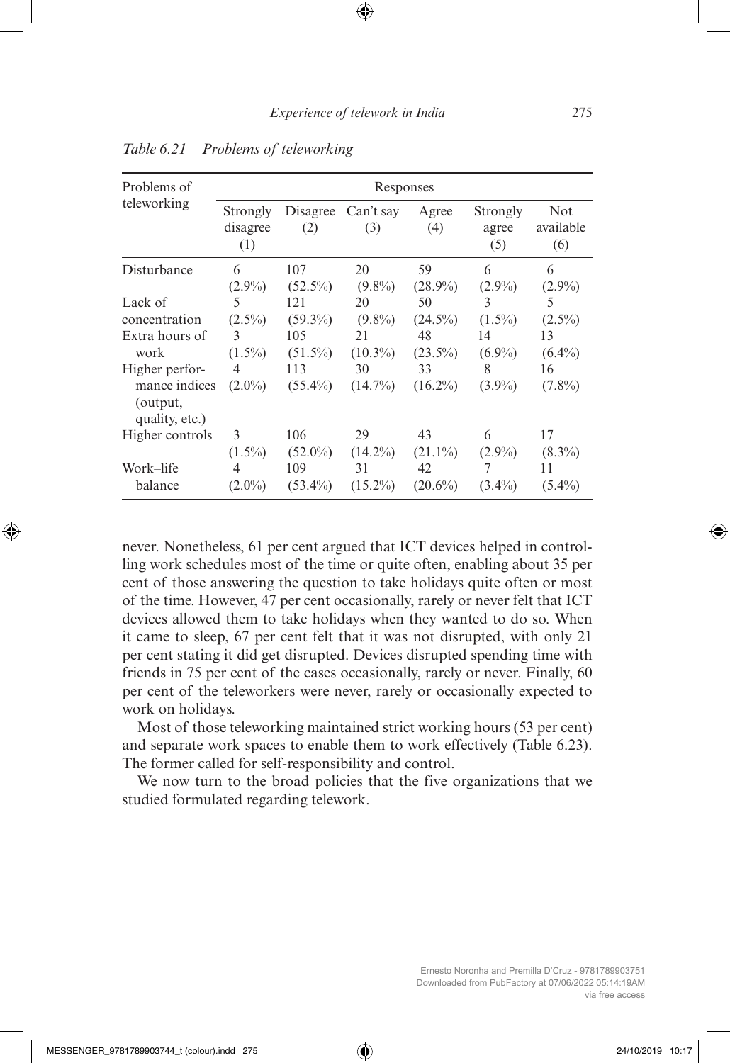*Table 6.21 Problems of teleworking*

| Problems of teleworking | Responses | | | | | |
|---|---|---|---|---|---|---|
| | Strongly disagree (1) | Disagree (2) | Can't say (3) | Agree (4) | Strongly agree (5) | Not available (6) |
| Disturbance | 6 (2.9%) | 107 (52.5%) | 20 (9.8%) | 59 (28.9%) | 6 (2.9%) | 6 (2.9%) |
| Lack of concentration | 5 (2.5%) | 121 (59.3%) | 20 (9.8%) | 50 (24.5%) | 3 (1.5%) | 5 (2.5%) |
| Extra hours of work | 3 (1.5%) | 105 (51.5%) | 21 (10.3%) | 48 (23.5%) | 14 (6.9%) | 13 (6.4%) |
| Higher performance indices (output, quality, etc.) | 4 (2.0%) | 113 (55.4%) | 30 (14.7%) | 33 (16.2%) | 8 (3.9%) | 16 (7.8%) |
| Higher controls | 3 (1.5%) | 106 (52.0%) | 29 (14.2%) | 43 (21.1%) | 6 (2.9%) | 17 (8.3%) |
| Work–life balance | 4 (2.0%) | 109 (53.4%) | 31 (15.2%) | 42 (20.6%) | 7 (3.4%) | 11 (5.4%) |

never. Nonetheless, 61 per cent argued that ICT devices helped in controlling work schedules most of the time or quite often, enabling about 35 per cent of those answering the question to take holidays quite often or most of the time. However, 47 per cent occasionally, rarely or never felt that ICT devices allowed them to take holidays when they wanted to do so. When it came to sleep, 67 per cent felt that it was not disrupted, with only 21 per cent stating it did get disrupted. Devices disrupted spending time with friends in 75 per cent of the cases occasionally, rarely or never. Finally, 60 per cent of the teleworkers were never, rarely or occasionally expected to work on holidays.

Most of those teleworking maintained strict working hours (53 per cent) and separate work spaces to enable them to work effectively (Table 6.23). The former called for self-responsibility and control.

We now turn to the broad policies that the five organizations that we studied formulated regarding telework.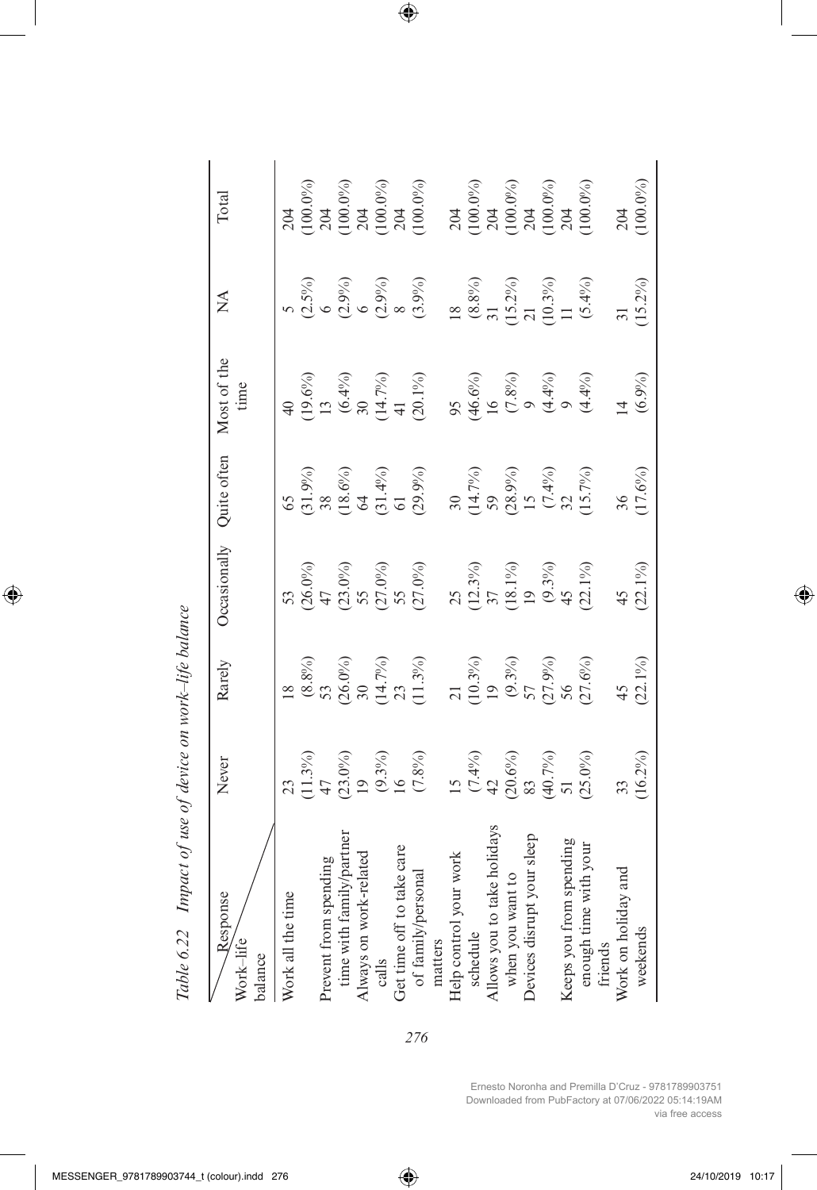*Table 6.22 Impact of use of device on work–life balance*

| Response / Work–life balance | Never | Rarely | Occasionally | Quite often | Most of the time | NA | Total |
|---|---|---|---|---|---|---|---|
| Work all the time | 23 (11.3%) | 18 (8.8%) | 53 (26.0%) | 65 (31.9%) | 40 (19.6%) | 5 (2.5%) | 204 (100.0%) |
| Prevent from spending time with family/partner | 47 (23.0%) | 53 (26.0%) | 47 (23.0%) | 38 (18.6%) | 13 (6.4%) | 6 (2.9%) | 204 (100.0%) |
| Always on work-related calls | 19 (9.3%) | 30 (14.7%) | 55 (27.0%) | 64 (31.4%) | 30 (14.7%) | 6 (2.9%) | 204 (100.0%) |
| Get time off to take care of family/personal matters | 16 (7.8%) | 23 (11.3%) | 55 (27.0%) | 61 (29.9%) | 41 (20.1%) | 8 (3.9%) | 204 (100.0%) |
| Help control your work schedule | 15 (7.4%) | 21 (10.3%) | 25 (12.3%) | 30 (14.7%) | 95 (46.6%) | 18 (8.8%) | 204 (100.0%) |
| Allows you to take holidays when you want to | 42 (20.6%) | 19 (9.3%) | 37 (18.1%) | 59 (28.9%) | 16 (7.8%) | 31 (15.2%) | 204 (100.0%) |
| Devices disrupt your sleep | 83 (40.7%) | 57 (27.9%) | 19 (9.3%) | 15 (7.4%) | 9 (4.4%) | 21 (10.3%) | 204 (100.0%) |
| Keeps you from spending enough time with your friends | 51 (25.0%) | 56 (27.6%) | 45 (22.1%) | 32 (15.7%) | 9 (4.4%) | 11 (5.4%) | 204 (100.0%) |
| Work on holiday and weekends | 33 (16.2%) | 45 (22.1%) | 45 (22.1%) | 36 (17.6%) | 14 (6.9%) | 31 (15.2%) | 204 (100.0%) |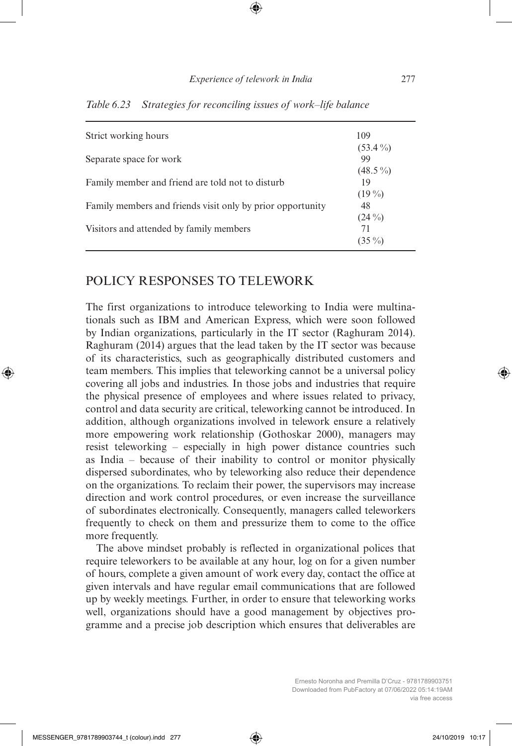*Table 6.23 Strategies for reconciling issues of work–life balance*

| | |
|---|---|
| Strict working hours | 109 (53.4 %) |
| Separate space for work | 99 (48.5 %) |
| Family member and friend are told not to disturb | 19 (19 %) |
| Family members and friends visit only by prior opportunity | 48 (24 %) |
| Visitors and attended by family members | 71 (35 %) |

## POLICY RESPONSES TO TELEWORK

The first organizations to introduce teleworking to India were multinationals such as IBM and American Express, which were soon followed by Indian organizations, particularly in the IT sector (Raghuram 2014). Raghuram (2014) argues that the lead taken by the IT sector was because of its characteristics, such as geographically distributed customers and team members. This implies that teleworking cannot be a universal policy covering all jobs and industries. In those jobs and industries that require the physical presence of employees and where issues related to privacy, control and data security are critical, teleworking cannot be introduced. In addition, although organizations involved in telework ensure a relatively more empowering work relationship (Gothoskar 2000), managers may resist teleworking – especially in high power distance countries such as India – because of their inability to control or monitor physically dispersed subordinates, who by teleworking also reduce their dependence on the organizations. To reclaim their power, the supervisors may increase direction and work control procedures, or even increase the surveillance of subordinates electronically. Consequently, managers called teleworkers frequently to check on them and pressurize them to come to the office more frequently.

The above mindset probably is reflected in organizational polices that require teleworkers to be available at any hour, log on for a given number of hours, complete a given amount of work every day, contact the office at given intervals and have regular email communications that are followed up by weekly meetings. Further, in order to ensure that teleworking works well, organizations should have a good management by objectives programme and a precise job description which ensures that deliverables are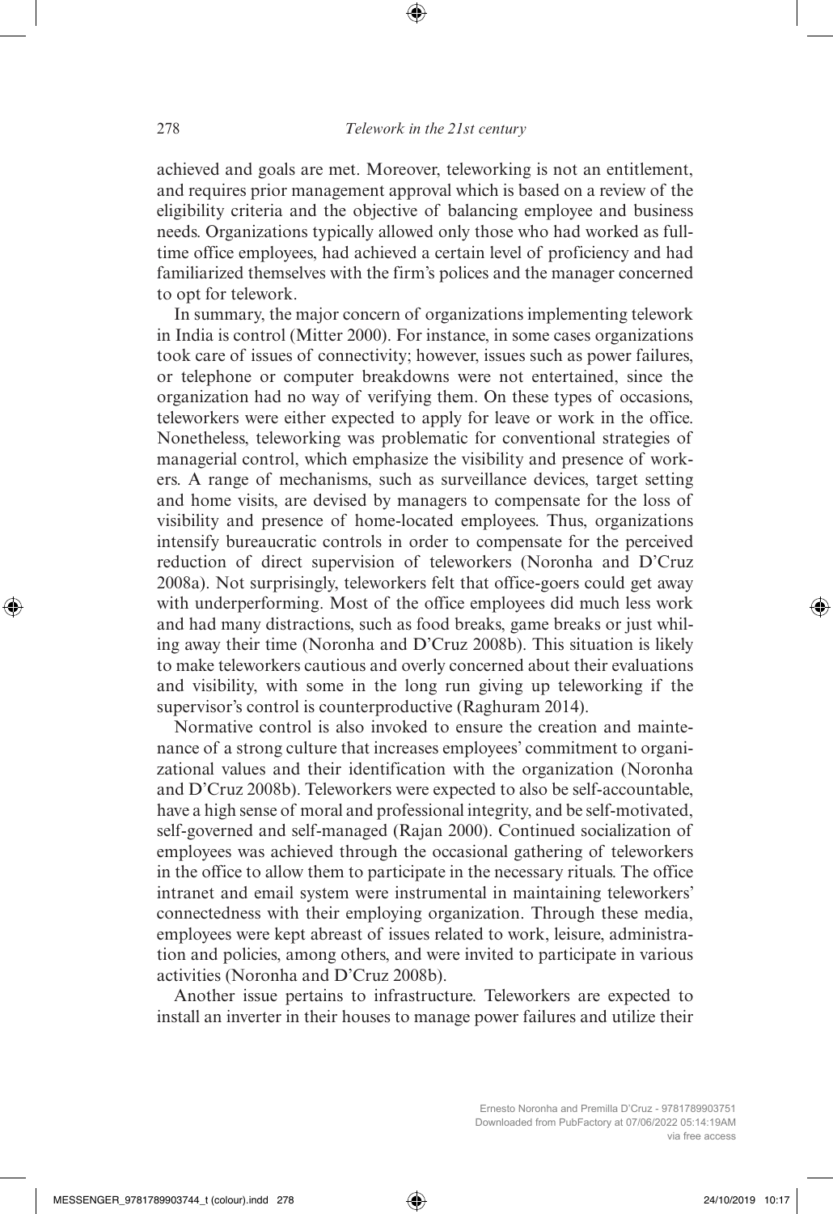achieved and goals are met. Moreover, teleworking is not an entitlement, and requires prior management approval which is based on a review of the eligibility criteria and the objective of balancing employee and business needs. Organizations typically allowed only those who had worked as full-time office employees, had achieved a certain level of proficiency and had familiarized themselves with the firm's polices and the manager concerned to opt for telework.

In summary, the major concern of organizations implementing telework in India is control (Mitter 2000). For instance, in some cases organizations took care of issues of connectivity; however, issues such as power failures, or telephone or computer breakdowns were not entertained, since the organization had no way of verifying them. On these types of occasions, teleworkers were either expected to apply for leave or work in the office. Nonetheless, teleworking was problematic for conventional strategies of managerial control, which emphasize the visibility and presence of workers. A range of mechanisms, such as surveillance devices, target setting and home visits, are devised by managers to compensate for the loss of visibility and presence of home-located employees. Thus, organizations intensify bureaucratic controls in order to compensate for the perceived reduction of direct supervision of teleworkers (Noronha and D'Cruz 2008a). Not surprisingly, teleworkers felt that office-goers could get away with underperforming. Most of the office employees did much less work and had many distractions, such as food breaks, game breaks or just whiling away their time (Noronha and D'Cruz 2008b). This situation is likely to make teleworkers cautious and overly concerned about their evaluations and visibility, with some in the long run giving up teleworking if the supervisor's control is counterproductive (Raghuram 2014).

Normative control is also invoked to ensure the creation and maintenance of a strong culture that increases employees' commitment to organizational values and their identification with the organization (Noronha and D'Cruz 2008b). Teleworkers were expected to also be self-accountable, have a high sense of moral and professional integrity, and be self-motivated, self-governed and self-managed (Rajan 2000). Continued socialization of employees was achieved through the occasional gathering of teleworkers in the office to allow them to participate in the necessary rituals. The office intranet and email system were instrumental in maintaining teleworkers' connectedness with their employing organization. Through these media, employees were kept abreast of issues related to work, leisure, administration and policies, among others, and were invited to participate in various activities (Noronha and D'Cruz 2008b).

Another issue pertains to infrastructure. Teleworkers are expected to install an inverter in their houses to manage power failures and utilize their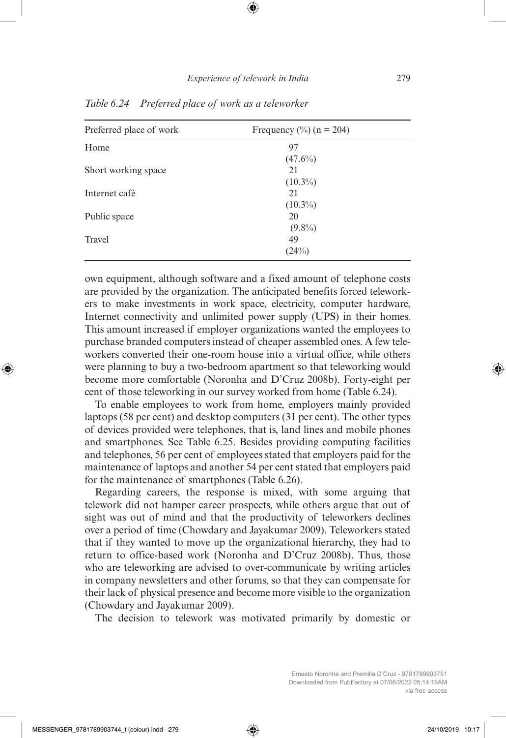*Table 6.24 Preferred place of work as a teleworker*

| Preferred place of work | Frequency (%) (n = 204) |
|---|---|
| Home | 97 (47.6%) |
| Short working space | 21 (10.3%) |
| Internet café | 21 (10.3%) |
| Public space | 20 (9.8%) |
| Travel | 49 (24%) |

own equipment, although software and a fixed amount of telephone costs are provided by the organization. The anticipated benefits forced teleworkers to make investments in work space, electricity, computer hardware, Internet connectivity and unlimited power supply (UPS) in their homes. This amount increased if employer organizations wanted the employees to purchase branded computers instead of cheaper assembled ones. A few teleworkers converted their one-room house into a virtual office, while others were planning to buy a two-bedroom apartment so that teleworking would become more comfortable (Noronha and D'Cruz 2008b). Forty-eight per cent of those teleworking in our survey worked from home (Table 6.24).

To enable employees to work from home, employers mainly provided laptops (58 per cent) and desktop computers (31 per cent). The other types of devices provided were telephones, that is, land lines and mobile phones and smartphones. See Table 6.25. Besides providing computing facilities and telephones, 56 per cent of employees stated that employers paid for the maintenance of laptops and another 54 per cent stated that employers paid for the maintenance of smartphones (Table 6.26).

Regarding careers, the response is mixed, with some arguing that telework did not hamper career prospects, while others argue that out of sight was out of mind and that the productivity of teleworkers declines over a period of time (Chowdary and Jayakumar 2009). Teleworkers stated that if they wanted to move up the organizational hierarchy, they had to return to office-based work (Noronha and D'Cruz 2008b). Thus, those who are teleworking are advised to over-communicate by writing articles in company newsletters and other forums, so that they can compensate for their lack of physical presence and become more visible to the organization (Chowdary and Jayakumar 2009).

The decision to telework was motivated primarily by domestic or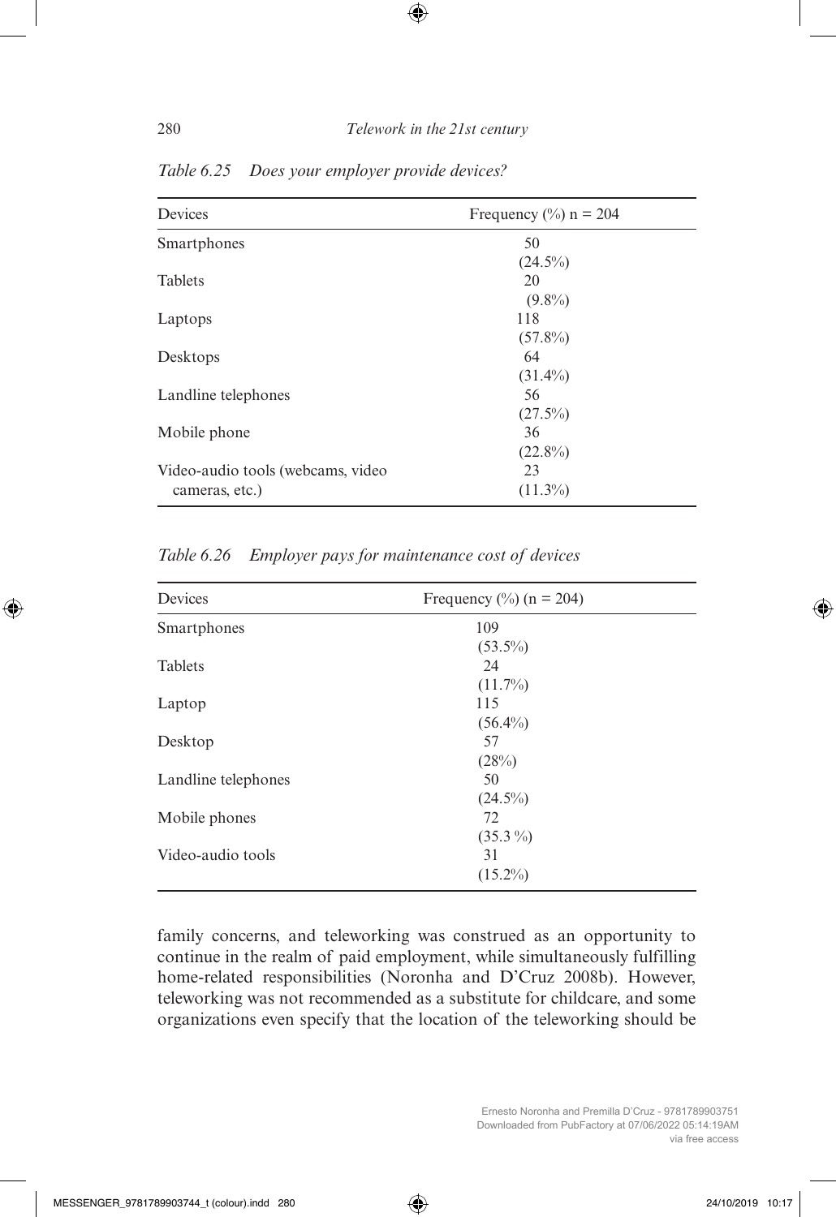*Table 6.25 Does your employer provide devices?*

| Devices | Frequency (%) n = 204 |
|---|---|
| Smartphones | 50 (24.5%) |
| Tablets | 20 (9.8%) |
| Laptops | 118 (57.8%) |
| Desktops | 64 (31.4%) |
| Landline telephones | 56 (27.5%) |
| Mobile phone | 36 (22.8%) |
| Video-audio tools (webcams, video cameras, etc.) | 23 (11.3%) |

*Table 6.26 Employer pays for maintenance cost of devices*

| Devices | Frequency (%) (n = 204) |
|---|---|
| Smartphones | 109 (53.5%) |
| Tablets | 24 (11.7%) |
| Laptop | 115 (56.4%) |
| Desktop | 57 (28%) |
| Landline telephones | 50 (24.5%) |
| Mobile phones | 72 (35.3 %) |
| Video-audio tools | 31 (15.2%) |

family concerns, and teleworking was construed as an opportunity to continue in the realm of paid employment, while simultaneously fulfilling home-related responsibilities (Noronha and D'Cruz 2008b). However, teleworking was not recommended as a substitute for childcare, and some organizations even specify that the location of the teleworking should be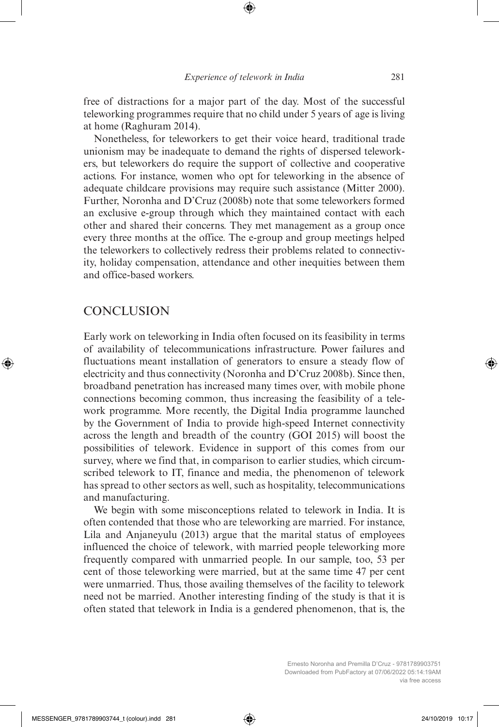free of distractions for a major part of the day. Most of the successful teleworking programmes require that no child under 5 years of age is living at home (Raghuram 2014).

Nonetheless, for teleworkers to get their voice heard, traditional trade unionism may be inadequate to demand the rights of dispersed teleworkers, but teleworkers do require the support of collective and cooperative actions. For instance, women who opt for teleworking in the absence of adequate childcare provisions may require such assistance (Mitter 2000). Further, Noronha and D'Cruz (2008b) note that some teleworkers formed an exclusive e-group through which they maintained contact with each other and shared their concerns. They met management as a group once every three months at the office. The e-group and group meetings helped the teleworkers to collectively redress their problems related to connectivity, holiday compensation, attendance and other inequities between them and office-based workers.

## CONCLUSION

Early work on teleworking in India often focused on its feasibility in terms of availability of telecommunications infrastructure. Power failures and fluctuations meant installation of generators to ensure a steady flow of electricity and thus connectivity (Noronha and D'Cruz 2008b). Since then, broadband penetration has increased many times over, with mobile phone connections becoming common, thus increasing the feasibility of a telework programme. More recently, the Digital India programme launched by the Government of India to provide high-speed Internet connectivity across the length and breadth of the country (GOI 2015) will boost the possibilities of telework. Evidence in support of this comes from our survey, where we find that, in comparison to earlier studies, which circumscribed telework to IT, finance and media, the phenomenon of telework has spread to other sectors as well, such as hospitality, telecommunications and manufacturing.

We begin with some misconceptions related to telework in India. It is often contended that those who are teleworking are married. For instance, Lila and Anjaneyulu (2013) argue that the marital status of employees influenced the choice of telework, with married people teleworking more frequently compared with unmarried people. In our sample, too, 53 per cent of those teleworking were married, but at the same time 47 per cent were unmarried. Thus, those availing themselves of the facility to telework need not be married. Another interesting finding of the study is that it is often stated that telework in India is a gendered phenomenon, that is, the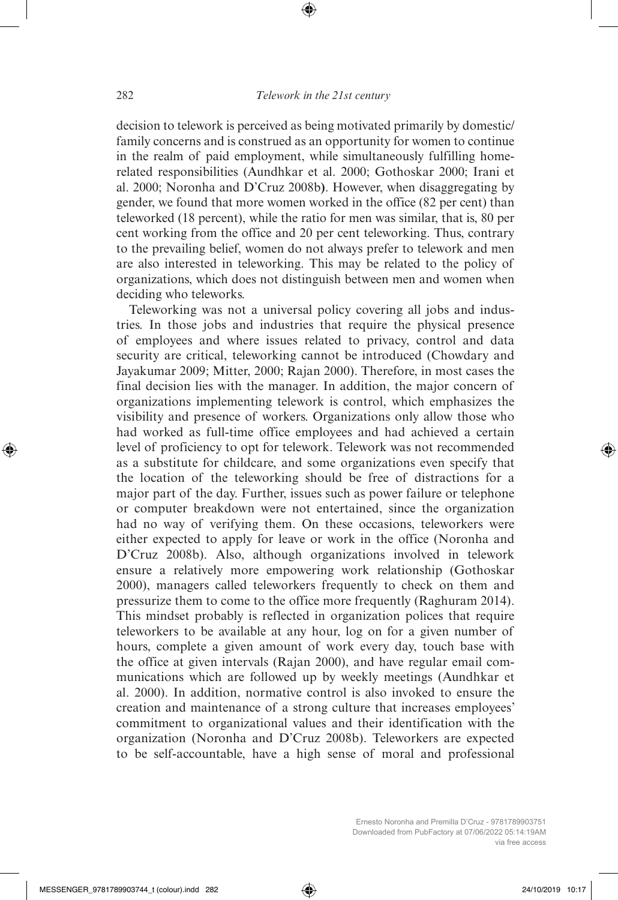decision to telework is perceived as being motivated primarily by domestic/family concerns and is construed as an opportunity for women to continue in the realm of paid employment, while simultaneously fulfilling home-related responsibilities (Aundhkar et al. 2000; Gothoskar 2000; Irani et al. 2000; Noronha and D'Cruz 2008b). However, when disaggregating by gender, we found that more women worked in the office (82 per cent) than teleworked (18 percent), while the ratio for men was similar, that is, 80 per cent working from the office and 20 per cent teleworking. Thus, contrary to the prevailing belief, women do not always prefer to telework and men are also interested in teleworking. This may be related to the policy of organizations, which does not distinguish between men and women when deciding who teleworks.

Teleworking was not a universal policy covering all jobs and industries. In those jobs and industries that require the physical presence of employees and where issues related to privacy, control and data security are critical, teleworking cannot be introduced (Chowdary and Jayakumar 2009; Mitter, 2000; Rajan 2000). Therefore, in most cases the final decision lies with the manager. In addition, the major concern of organizations implementing telework is control, which emphasizes the visibility and presence of workers. Organizations only allow those who had worked as full-time office employees and had achieved a certain level of proficiency to opt for telework. Telework was not recommended as a substitute for childcare, and some organizations even specify that the location of the teleworking should be free of distractions for a major part of the day. Further, issues such as power failure or telephone or computer breakdown were not entertained, since the organization had no way of verifying them. On these occasions, teleworkers were either expected to apply for leave or work in the office (Noronha and D'Cruz 2008b). Also, although organizations involved in telework ensure a relatively more empowering work relationship (Gothoskar 2000), managers called teleworkers frequently to check on them and pressurize them to come to the office more frequently (Raghuram 2014). This mindset probably is reflected in organization polices that require teleworkers to be available at any hour, log on for a given number of hours, complete a given amount of work every day, touch base with the office at given intervals (Rajan 2000), and have regular email communications which are followed up by weekly meetings (Aundhkar et al. 2000). In addition, normative control is also invoked to ensure the creation and maintenance of a strong culture that increases employees' commitment to organizational values and their identification with the organization (Noronha and D'Cruz 2008b). Teleworkers are expected to be self-accountable, have a high sense of moral and professional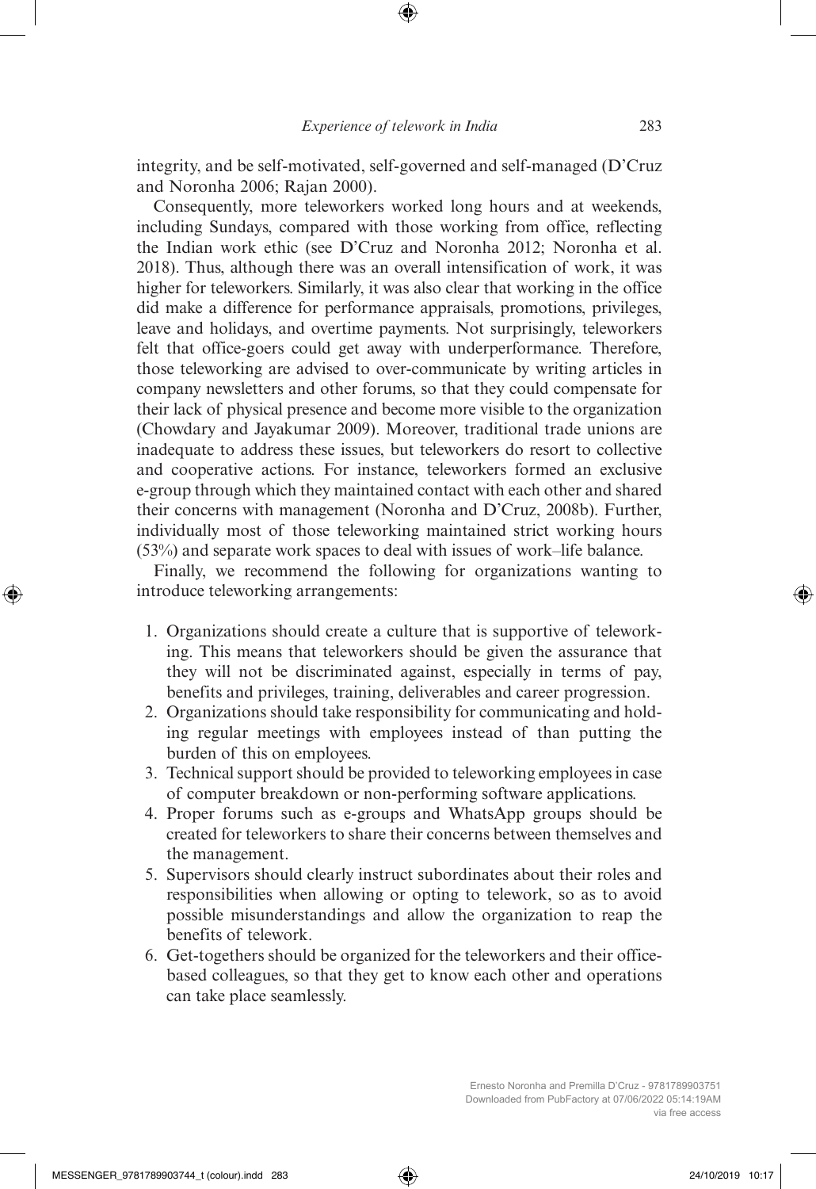integrity, and be self-motivated, self-governed and self-managed (D'Cruz and Noronha 2006; Rajan 2000).

Consequently, more teleworkers worked long hours and at weekends, including Sundays, compared with those working from office, reflecting the Indian work ethic (see D'Cruz and Noronha 2012; Noronha et al. 2018). Thus, although there was an overall intensification of work, it was higher for teleworkers. Similarly, it was also clear that working in the office did make a difference for performance appraisals, promotions, privileges, leave and holidays, and overtime payments. Not surprisingly, teleworkers felt that office-goers could get away with underperformance. Therefore, those teleworking are advised to over-communicate by writing articles in company newsletters and other forums, so that they could compensate for their lack of physical presence and become more visible to the organization (Chowdary and Jayakumar 2009). Moreover, traditional trade unions are inadequate to address these issues, but teleworkers do resort to collective and cooperative actions. For instance, teleworkers formed an exclusive e-group through which they maintained contact with each other and shared their concerns with management (Noronha and D'Cruz, 2008b). Further, individually most of those teleworking maintained strict working hours (53%) and separate work spaces to deal with issues of work–life balance.

Finally, we recommend the following for organizations wanting to introduce teleworking arrangements:

1. Organizations should create a culture that is supportive of teleworking. This means that teleworkers should be given the assurance that they will not be discriminated against, especially in terms of pay, benefits and privileges, training, deliverables and career progression.
2. Organizations should take responsibility for communicating and holding regular meetings with employees instead of than putting the burden of this on employees.
3. Technical support should be provided to teleworking employees in case of computer breakdown or non-performing software applications.
4. Proper forums such as e-groups and WhatsApp groups should be created for teleworkers to share their concerns between themselves and the management.
5. Supervisors should clearly instruct subordinates about their roles and responsibilities when allowing or opting to telework, so as to avoid possible misunderstandings and allow the organization to reap the benefits of telework.
6. Get-togethers should be organized for the teleworkers and their office-based colleagues, so that they get to know each other and operations can take place seamlessly.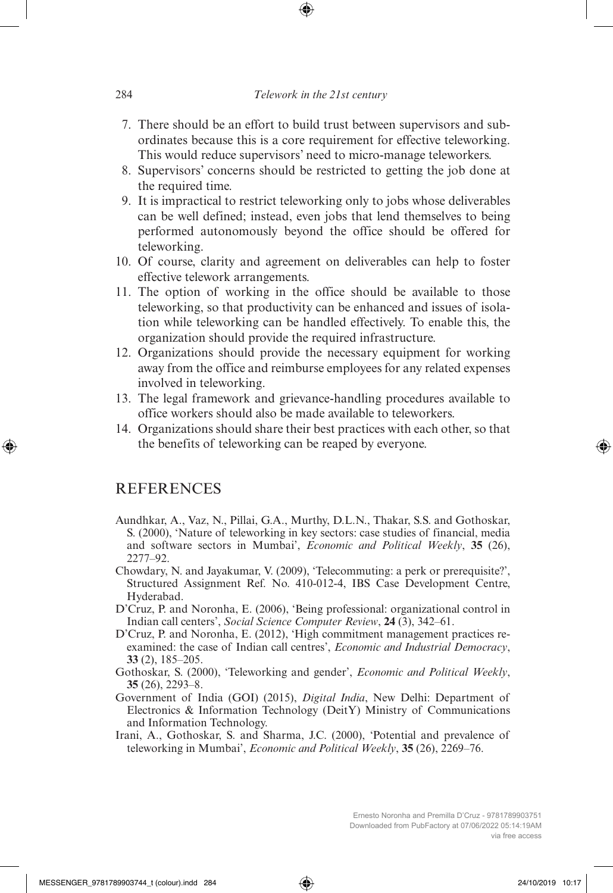7. There should be an effort to build trust between supervisors and subordinates because this is a core requirement for effective teleworking. This would reduce supervisors' need to micro-manage teleworkers.
8. Supervisors' concerns should be restricted to getting the job done at the required time.
9. It is impractical to restrict teleworking only to jobs whose deliverables can be well defined; instead, even jobs that lend themselves to being performed autonomously beyond the office should be offered for teleworking.
10. Of course, clarity and agreement on deliverables can help to foster effective telework arrangements.
11. The option of working in the office should be available to those teleworking, so that productivity can be enhanced and issues of isolation while teleworking can be handled effectively. To enable this, the organization should provide the required infrastructure.
12. Organizations should provide the necessary equipment for working away from the office and reimburse employees for any related expenses involved in teleworking.
13. The legal framework and grievance-handling procedures available to office workers should also be made available to teleworkers.
14. Organizations should share their best practices with each other, so that the benefits of teleworking can be reaped by everyone.

## REFERENCES

Aundhkar, A., Vaz, N., Pillai, G.A., Murthy, D.L.N., Thakar, S.S. and Gothoskar, S. (2000), 'Nature of teleworking in key sectors: case studies of financial, media and software sectors in Mumbai', *Economic and Political Weekly*, **35** (26), 2277–92.

Chowdary, N. and Jayakumar, V. (2009), 'Telecommuting: a perk or prerequisite?', Structured Assignment Ref. No. 410-012-4, IBS Case Development Centre, Hyderabad.

D'Cruz, P. and Noronha, E. (2006), 'Being professional: organizational control in Indian call centers', *Social Science Computer Review*, **24** (3), 342–61.

D'Cruz, P. and Noronha, E. (2012), 'High commitment management practices re-examined: the case of Indian call centres', *Economic and Industrial Democracy*, **33** (2), 185–205.

Gothoskar, S. (2000), 'Teleworking and gender', *Economic and Political Weekly*, **35** (26), 2293–8.

Government of India (GOI) (2015), *Digital India*, New Delhi: Department of Electronics & Information Technology (DeitY) Ministry of Communications and Information Technology.

Irani, A., Gothoskar, S. and Sharma, J.C. (2000), 'Potential and prevalence of teleworking in Mumbai', *Economic and Political Weekly*, **35** (26), 2269–76.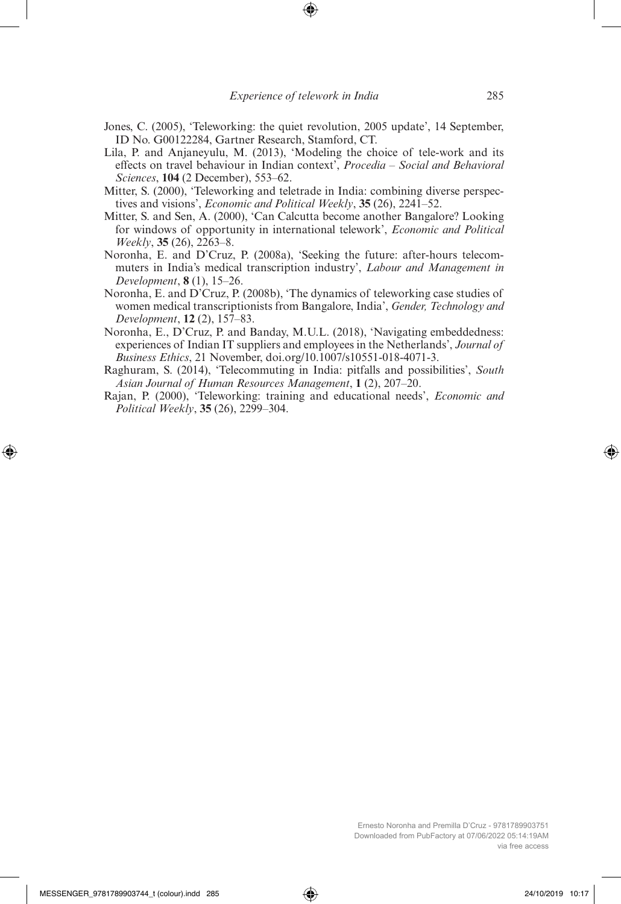Jones, C. (2005), 'Teleworking: the quiet revolution, 2005 update', 14 September, ID No. G00122284, Gartner Research, Stamford, CT.

Lila, P. and Anjaneyulu, M. (2013), 'Modeling the choice of tele-work and its effects on travel behaviour in Indian context', *Procedia – Social and Behavioral Sciences*, **104** (2 December), 553–62.

Mitter, S. (2000), 'Teleworking and teletrade in India: combining diverse perspectives and visions', *Economic and Political Weekly*, **35** (26), 2241–52.

Mitter, S. and Sen, A. (2000), 'Can Calcutta become another Bangalore? Looking for windows of opportunity in international telework', *Economic and Political Weekly*, **35** (26), 2263–8.

Noronha, E. and D'Cruz, P. (2008a), 'Seeking the future: after-hours telecommuters in India's medical transcription industry', *Labour and Management in Development*, **8** (1), 15–26.

Noronha, E. and D'Cruz, P. (2008b), 'The dynamics of teleworking case studies of women medical transcriptionists from Bangalore, India', *Gender, Technology and Development*, **12** (2), 157–83.

Noronha, E., D'Cruz, P. and Banday, M.U.L. (2018), 'Navigating embeddedness: experiences of Indian IT suppliers and employees in the Netherlands', *Journal of Business Ethics*, 21 November, doi.org/10.1007/s10551-018-4071-3.

Raghuram, S. (2014), 'Telecommuting in India: pitfalls and possibilities', *South Asian Journal of Human Resources Management*, **1** (2), 207–20.

Rajan, P. (2000), 'Teleworking: training and educational needs', *Economic and Political Weekly*, **35** (26), 2299–304.